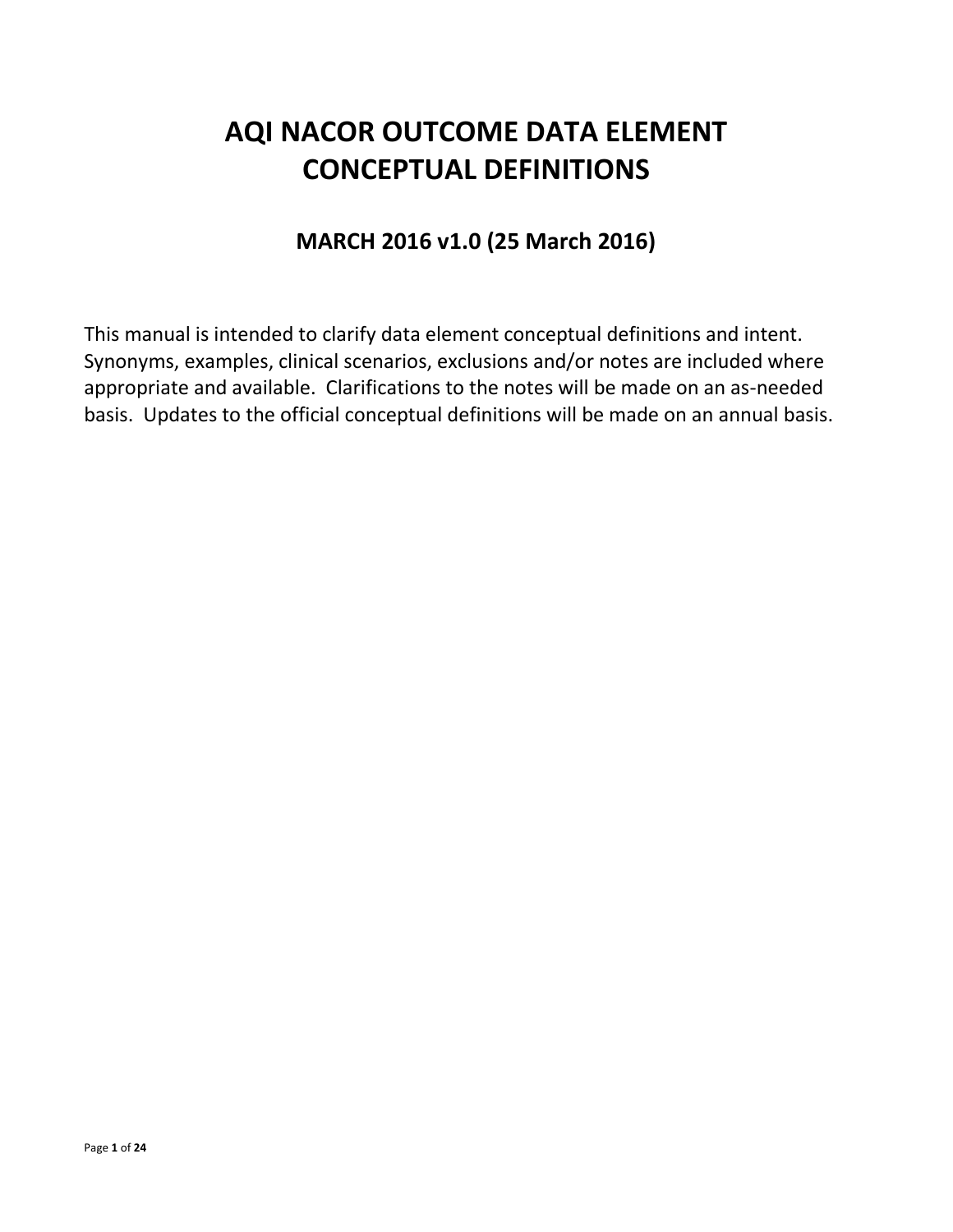# AQI NACOR OUTCOME DATA ELEMENT CONCEPTUAL DEFINITIONS

## MARCH 2016 v1.0 (25 March 2016)

This manual is intended to clarify data element conceptual definitions and intent. Synonyms, examples, clinical scenarios, exclusions and/or notes are included where appropriate and available. Clarifications to the notes will be made on an as-needed basis. Updates to the official conceptual definitions will be made on an annual basis.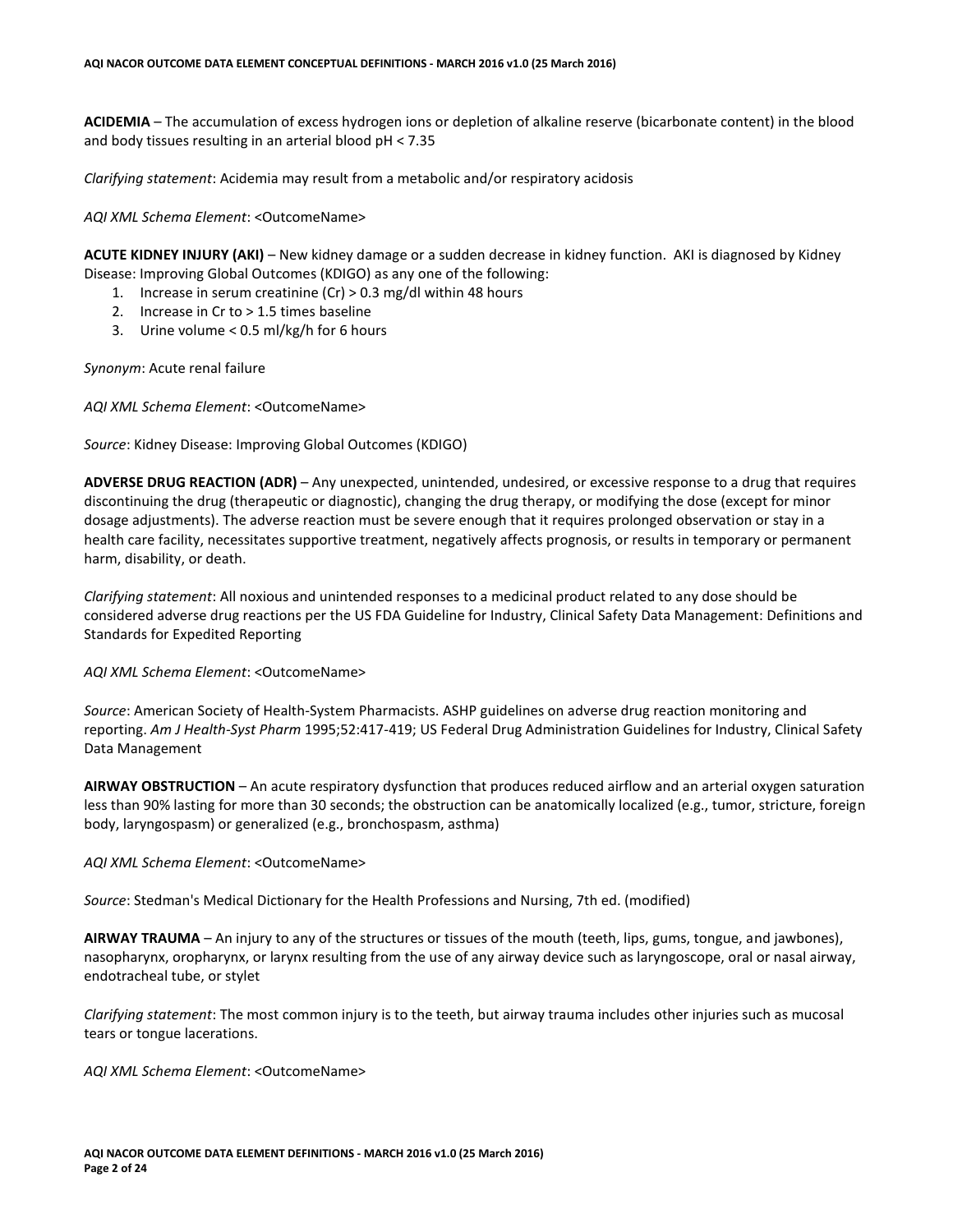**ACIDEMIA** – The accumulation of excess hydrogen ions or depletion of alkaline reserve (bicarbonate content) in the blood and body tissues resulting in an arterial blood pH < 7.35

*Clarifying statement*: Acidemia may result from a metabolic and/or respiratory acidosis

*AQI XML Schema Element*: <OutcomeName>

**ACUTE KIDNEY INJURY (AKI)** – New kidney damage or a sudden decrease in kidney function. AKI is diagnosed by Kidney Disease: Improving Global Outcomes (KDIGO) as any one of the following:

1. Increase in serum creatinine (Cr) > 0.3 mg/dl within 48 hours
2. Increase in Cr to > 1.5 times baseline
3. Urine volume < 0.5 ml/kg/h for 6 hours

*Synonym*: Acute renal failure

*AQI XML Schema Element*: <OutcomeName>

*Source*: Kidney Disease: Improving Global Outcomes (KDIGO)

**ADVERSE DRUG REACTION (ADR)** – Any unexpected, unintended, undesired, or excessive response to a drug that requires discontinuing the drug (therapeutic or diagnostic), changing the drug therapy, or modifying the dose (except for minor dosage adjustments). The adverse reaction must be severe enough that it requires prolonged observation or stay in a health care facility, necessitates supportive treatment, negatively affects prognosis, or results in temporary or permanent harm, disability, or death.

*Clarifying statement*: All noxious and unintended responses to a medicinal product related to any dose should be considered adverse drug reactions per the US FDA Guideline for Industry, Clinical Safety Data Management: Definitions and Standards for Expedited Reporting

*AQI XML Schema Element*: <OutcomeName>

*Source*: American Society of Health-System Pharmacists. ASHP guidelines on adverse drug reaction monitoring and reporting. *Am J Health-Syst Pharm* 1995;52:417-419; US Federal Drug Administration Guidelines for Industry, Clinical Safety Data Management

**AIRWAY OBSTRUCTION** – An acute respiratory dysfunction that produces reduced airflow and an arterial oxygen saturation less than 90% lasting for more than 30 seconds; the obstruction can be anatomically localized (e.g., tumor, stricture, foreign body, laryngospasm) or generalized (e.g., bronchospasm, asthma)

*AQI XML Schema Element*: <OutcomeName>

*Source*: Stedman's Medical Dictionary for the Health Professions and Nursing, 7th ed. (modified)

**AIRWAY TRAUMA** – An injury to any of the structures or tissues of the mouth (teeth, lips, gums, tongue, and jawbones), nasopharynx, oropharynx, or larynx resulting from the use of any airway device such as laryngoscope, oral or nasal airway, endotracheal tube, or stylet

*Clarifying statement*: The most common injury is to the teeth, but airway trauma includes other injuries such as mucosal tears or tongue lacerations.

*AQI XML Schema Element*: <OutcomeName>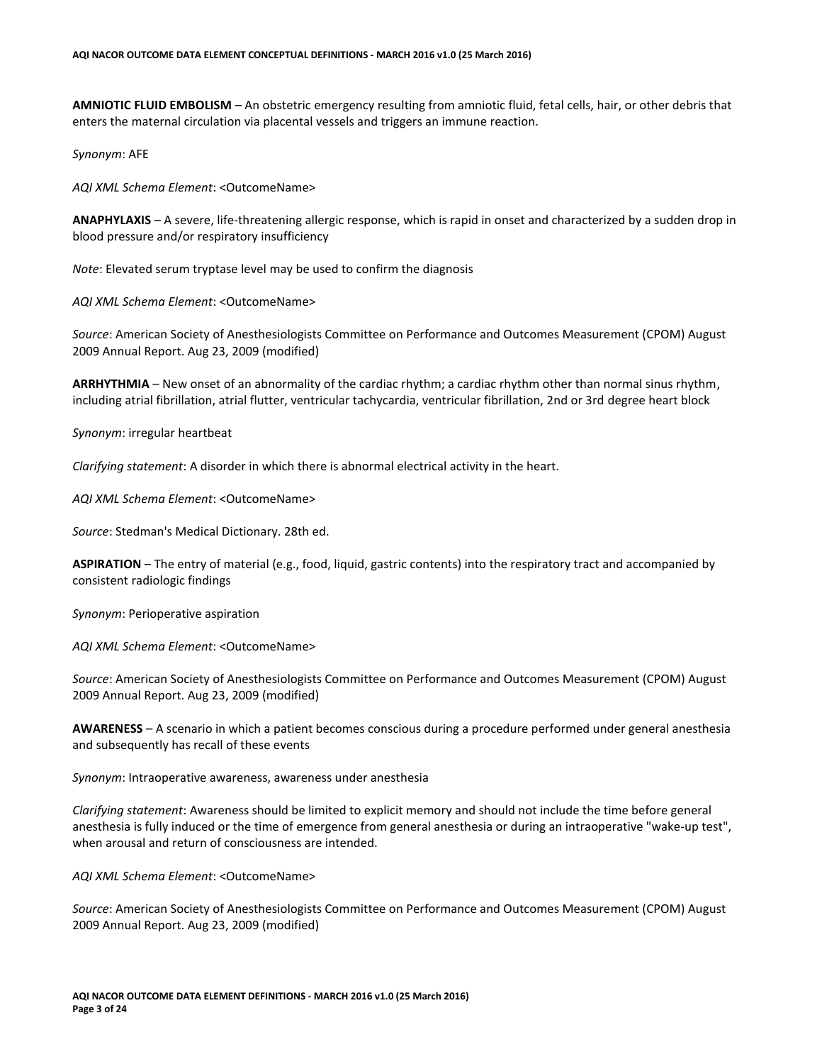**AMNIOTIC FLUID EMBOLISM** – An obstetric emergency resulting from amniotic fluid, fetal cells, hair, or other debris that enters the maternal circulation via placental vessels and triggers an immune reaction.

*Synonym*: AFE

*AQI XML Schema Element*: <OutcomeName>

**ANAPHYLAXIS** – A severe, life-threatening allergic response, which is rapid in onset and characterized by a sudden drop in blood pressure and/or respiratory insufficiency

*Note*: Elevated serum tryptase level may be used to confirm the diagnosis

*AQI XML Schema Element*: <OutcomeName>

*Source*: American Society of Anesthesiologists Committee on Performance and Outcomes Measurement (CPOM) August 2009 Annual Report. Aug 23, 2009 (modified)

**ARRHYTHMIA** – New onset of an abnormality of the cardiac rhythm; a cardiac rhythm other than normal sinus rhythm, including atrial fibrillation, atrial flutter, ventricular tachycardia, ventricular fibrillation, 2nd or 3rd degree heart block

*Synonym*: irregular heartbeat

*Clarifying statement*: A disorder in which there is abnormal electrical activity in the heart.

*AQI XML Schema Element*: <OutcomeName>

*Source*: Stedman's Medical Dictionary. 28th ed.

**ASPIRATION** – The entry of material (e.g., food, liquid, gastric contents) into the respiratory tract and accompanied by consistent radiologic findings

*Synonym*: Perioperative aspiration

*AQI XML Schema Element*: <OutcomeName>

*Source*: American Society of Anesthesiologists Committee on Performance and Outcomes Measurement (CPOM) August 2009 Annual Report. Aug 23, 2009 (modified)

**AWARENESS** – A scenario in which a patient becomes conscious during a procedure performed under general anesthesia and subsequently has recall of these events

*Synonym*: Intraoperative awareness, awareness under anesthesia

*Clarifying statement*: Awareness should be limited to explicit memory and should not include the time before general anesthesia is fully induced or the time of emergence from general anesthesia or during an intraoperative "wake-up test", when arousal and return of consciousness are intended.

*AQI XML Schema Element*: <OutcomeName>

*Source*: American Society of Anesthesiologists Committee on Performance and Outcomes Measurement (CPOM) August 2009 Annual Report. Aug 23, 2009 (modified)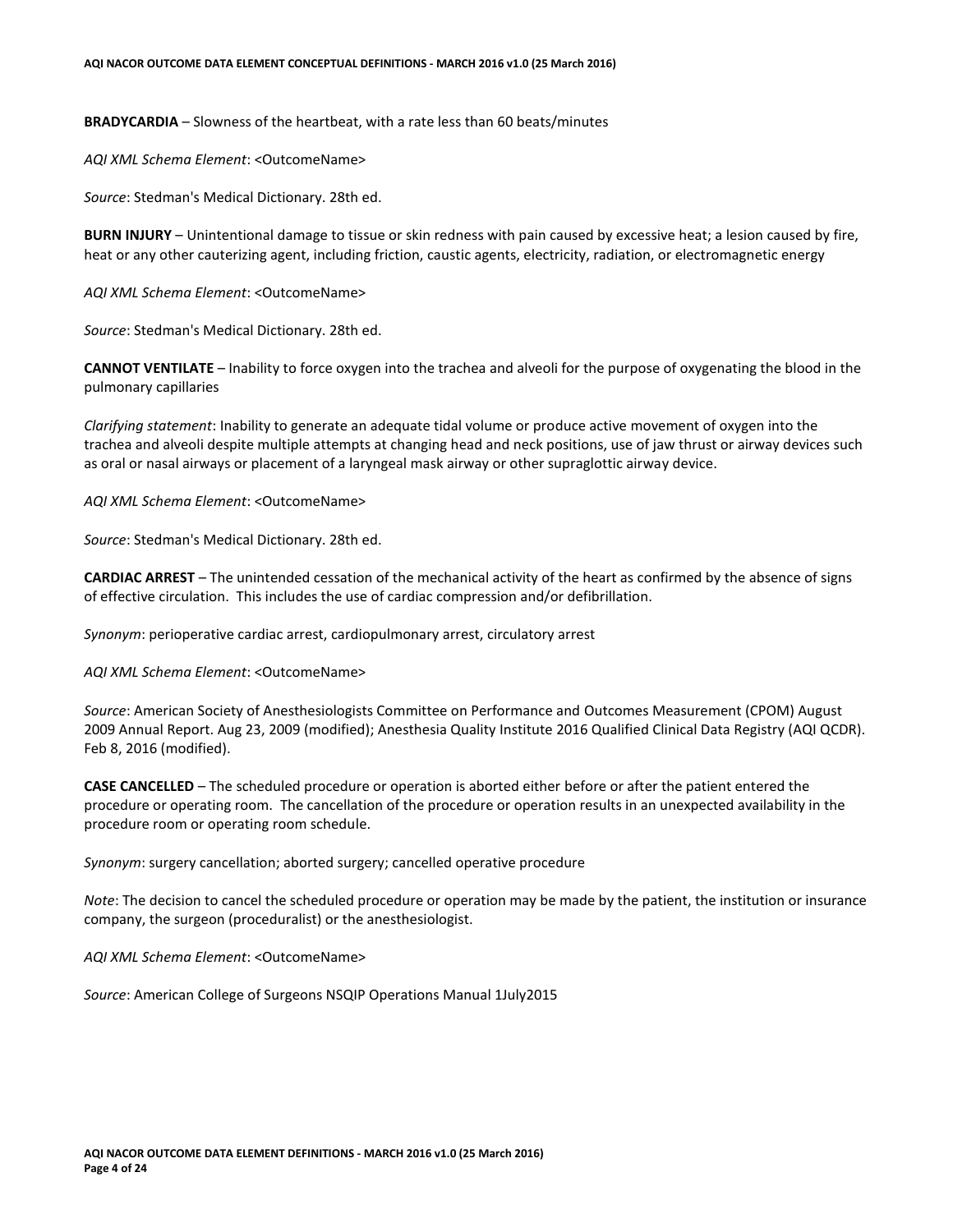**BRADYCARDIA** – Slowness of the heartbeat, with a rate less than 60 beats/minutes

*AQI XML Schema Element*: <OutcomeName>

*Source*: Stedman's Medical Dictionary. 28th ed.

**BURN INJURY** – Unintentional damage to tissue or skin redness with pain caused by excessive heat; a lesion caused by fire, heat or any other cauterizing agent, including friction, caustic agents, electricity, radiation, or electromagnetic energy

*AQI XML Schema Element*: <OutcomeName>

*Source*: Stedman's Medical Dictionary. 28th ed.

**CANNOT VENTILATE** – Inability to force oxygen into the trachea and alveoli for the purpose of oxygenating the blood in the pulmonary capillaries

*Clarifying statement*: Inability to generate an adequate tidal volume or produce active movement of oxygen into the trachea and alveoli despite multiple attempts at changing head and neck positions, use of jaw thrust or airway devices such as oral or nasal airways or placement of a laryngeal mask airway or other supraglottic airway device.

*AQI XML Schema Element*: <OutcomeName>

*Source*: Stedman's Medical Dictionary. 28th ed.

**CARDIAC ARREST** – The unintended cessation of the mechanical activity of the heart as confirmed by the absence of signs of effective circulation. This includes the use of cardiac compression and/or defibrillation.

*Synonym*: perioperative cardiac arrest, cardiopulmonary arrest, circulatory arrest

*AQI XML Schema Element*: <OutcomeName>

*Source*: American Society of Anesthesiologists Committee on Performance and Outcomes Measurement (CPOM) August 2009 Annual Report. Aug 23, 2009 (modified); Anesthesia Quality Institute 2016 Qualified Clinical Data Registry (AQI QCDR). Feb 8, 2016 (modified).

**CASE CANCELLED** – The scheduled procedure or operation is aborted either before or after the patient entered the procedure or operating room. The cancellation of the procedure or operation results in an unexpected availability in the procedure room or operating room schedule.

*Synonym*: surgery cancellation; aborted surgery; cancelled operative procedure

*Note*: The decision to cancel the scheduled procedure or operation may be made by the patient, the institution or insurance company, the surgeon (proceduralist) or the anesthesiologist.

*AQI XML Schema Element*: <OutcomeName>

*Source*: American College of Surgeons NSQIP Operations Manual 1July2015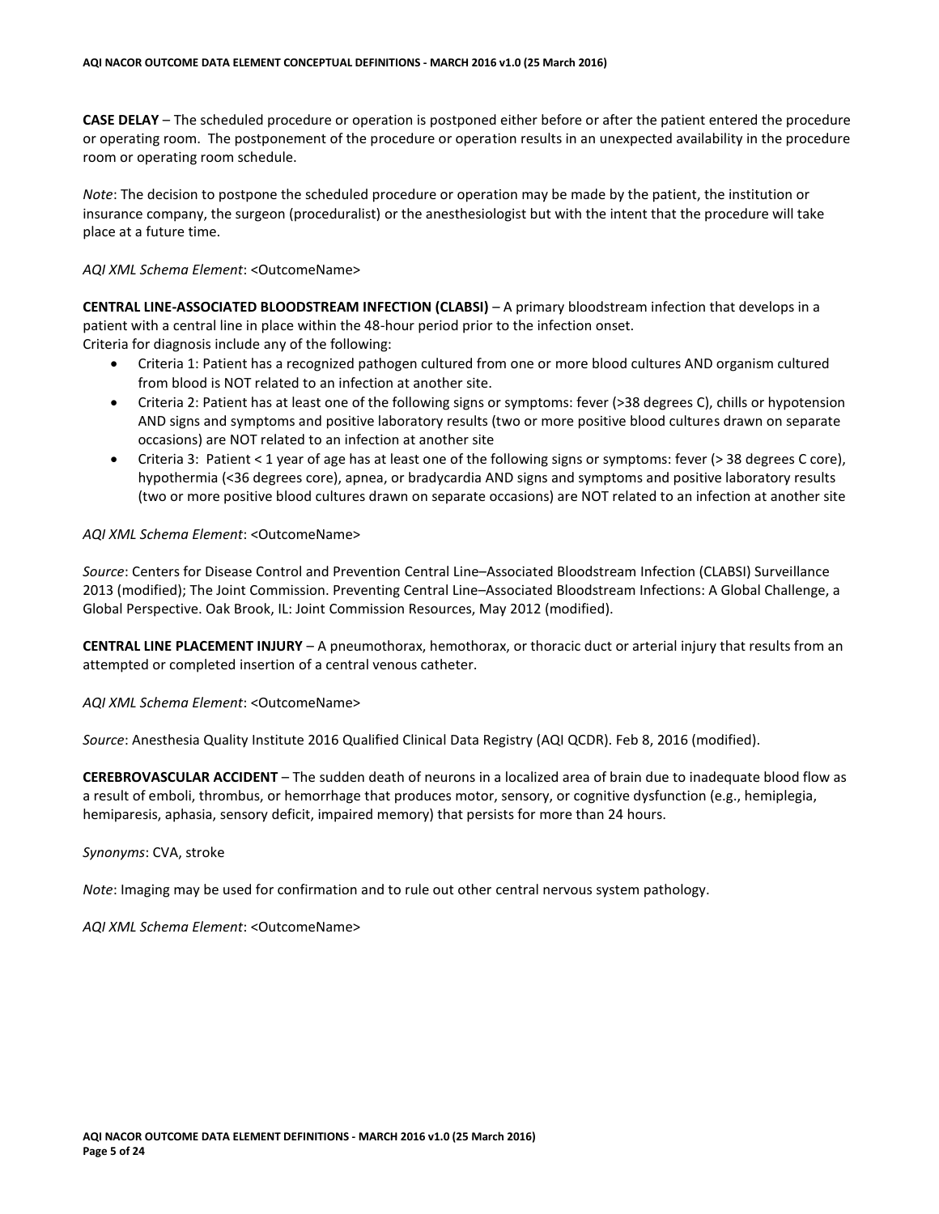**CASE DELAY** – The scheduled procedure or operation is postponed either before or after the patient entered the procedure or operating room. The postponement of the procedure or operation results in an unexpected availability in the procedure room or operating room schedule.

*Note*: The decision to postpone the scheduled procedure or operation may be made by the patient, the institution or insurance company, the surgeon (proceduralist) or the anesthesiologist but with the intent that the procedure will take place at a future time.

*AQI XML Schema Element*: <OutcomeName>

**CENTRAL LINE-ASSOCIATED BLOODSTREAM INFECTION (CLABSI)** – A primary bloodstream infection that develops in a patient with a central line in place within the 48-hour period prior to the infection onset.
Criteria for diagnosis include any of the following:

- Criteria 1: Patient has a recognized pathogen cultured from one or more blood cultures AND organism cultured from blood is NOT related to an infection at another site.
- Criteria 2: Patient has at least one of the following signs or symptoms: fever (>38 degrees C), chills or hypotension AND signs and symptoms and positive laboratory results (two or more positive blood cultures drawn on separate occasions) are NOT related to an infection at another site
- Criteria 3: Patient < 1 year of age has at least one of the following signs or symptoms: fever (> 38 degrees C core), hypothermia (<36 degrees core), apnea, or bradycardia AND signs and symptoms and positive laboratory results (two or more positive blood cultures drawn on separate occasions) are NOT related to an infection at another site

*AQI XML Schema Element*: <OutcomeName>

*Source*: Centers for Disease Control and Prevention Central Line–Associated Bloodstream Infection (CLABSI) Surveillance 2013 (modified); The Joint Commission. Preventing Central Line–Associated Bloodstream Infections: A Global Challenge, a Global Perspective. Oak Brook, IL: Joint Commission Resources, May 2012 (modified).

**CENTRAL LINE PLACEMENT INJURY** – A pneumothorax, hemothorax, or thoracic duct or arterial injury that results from an attempted or completed insertion of a central venous catheter.

*AQI XML Schema Element*: <OutcomeName>

*Source*: Anesthesia Quality Institute 2016 Qualified Clinical Data Registry (AQI QCDR). Feb 8, 2016 (modified).

**CEREBROVASCULAR ACCIDENT** – The sudden death of neurons in a localized area of brain due to inadequate blood flow as a result of emboli, thrombus, or hemorrhage that produces motor, sensory, or cognitive dysfunction (e.g., hemiplegia, hemiparesis, aphasia, sensory deficit, impaired memory) that persists for more than 24 hours.

*Synonyms*: CVA, stroke

*Note*: Imaging may be used for confirmation and to rule out other central nervous system pathology.

*AQI XML Schema Element*: <OutcomeName>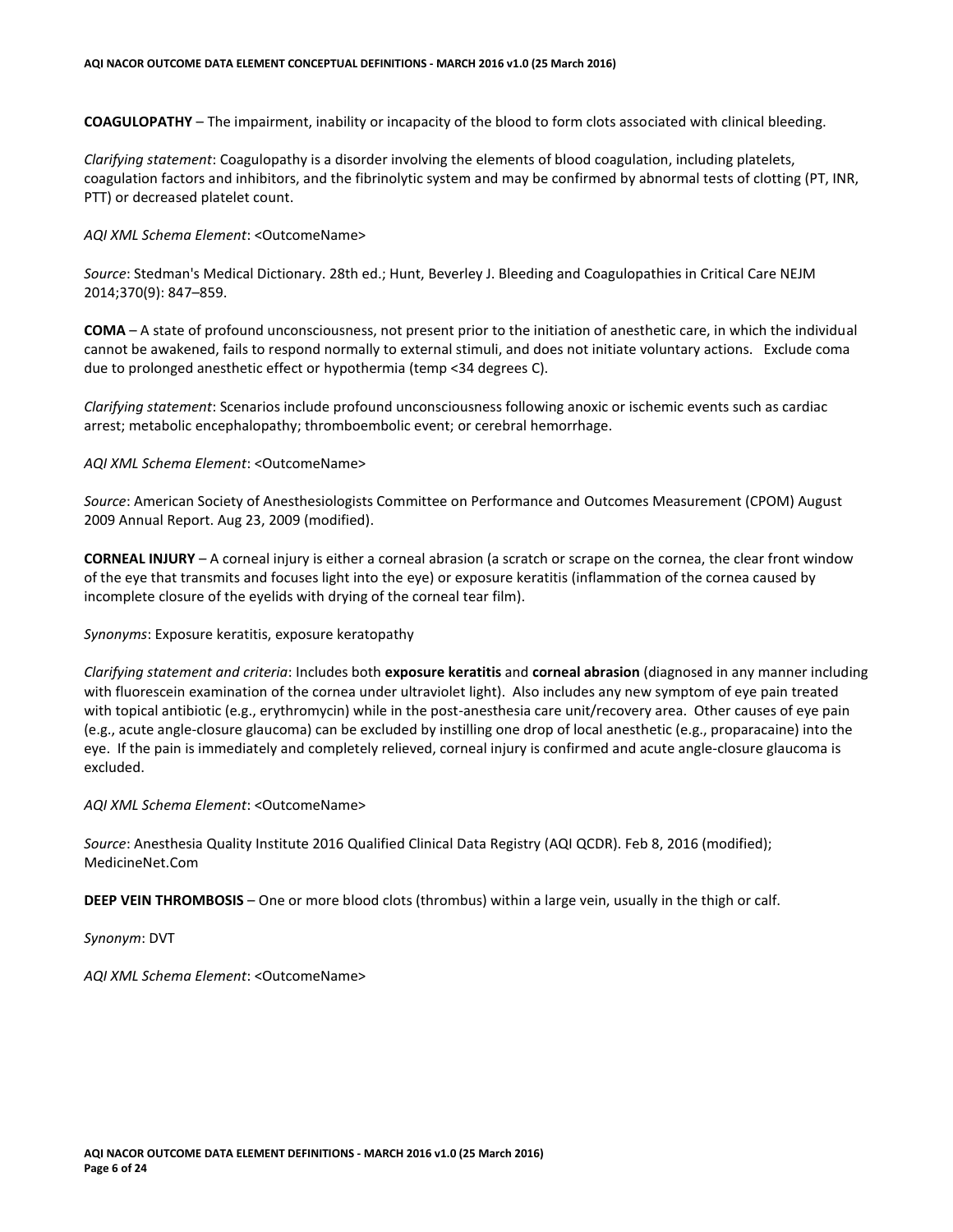**COAGULOPATHY** – The impairment, inability or incapacity of the blood to form clots associated with clinical bleeding.

*Clarifying statement*: Coagulopathy is a disorder involving the elements of blood coagulation, including platelets, coagulation factors and inhibitors, and the fibrinolytic system and may be confirmed by abnormal tests of clotting (PT, INR, PTT) or decreased platelet count.

*AQI XML Schema Element*: <OutcomeName>

*Source*: Stedman's Medical Dictionary. 28th ed.; Hunt, Beverley J. Bleeding and Coagulopathies in Critical Care NEJM 2014;370(9): 847–859.

**COMA** – A state of profound unconsciousness, not present prior to the initiation of anesthetic care, in which the individual cannot be awakened, fails to respond normally to external stimuli, and does not initiate voluntary actions. Exclude coma due to prolonged anesthetic effect or hypothermia (temp <34 degrees C).

*Clarifying statement*: Scenarios include profound unconsciousness following anoxic or ischemic events such as cardiac arrest; metabolic encephalopathy; thromboembolic event; or cerebral hemorrhage.

*AQI XML Schema Element*: <OutcomeName>

*Source*: American Society of Anesthesiologists Committee on Performance and Outcomes Measurement (CPOM) August 2009 Annual Report. Aug 23, 2009 (modified).

**CORNEAL INJURY** – A corneal injury is either a corneal abrasion (a scratch or scrape on the cornea, the clear front window of the eye that transmits and focuses light into the eye) or exposure keratitis (inflammation of the cornea caused by incomplete closure of the eyelids with drying of the corneal tear film).

*Synonyms*: Exposure keratitis, exposure keratopathy

*Clarifying statement and criteria*: Includes both **exposure keratitis** and **corneal abrasion** (diagnosed in any manner including with fluorescein examination of the cornea under ultraviolet light). Also includes any new symptom of eye pain treated with topical antibiotic (e.g., erythromycin) while in the post-anesthesia care unit/recovery area. Other causes of eye pain (e.g., acute angle-closure glaucoma) can be excluded by instilling one drop of local anesthetic (e.g., proparacaine) into the eye. If the pain is immediately and completely relieved, corneal injury is confirmed and acute angle-closure glaucoma is excluded.

*AQI XML Schema Element*: <OutcomeName>

*Source*: Anesthesia Quality Institute 2016 Qualified Clinical Data Registry (AQI QCDR). Feb 8, 2016 (modified); MedicineNet.Com

**DEEP VEIN THROMBOSIS** – One or more blood clots (thrombus) within a large vein, usually in the thigh or calf.

*Synonym*: DVT

*AQI XML Schema Element*: <OutcomeName>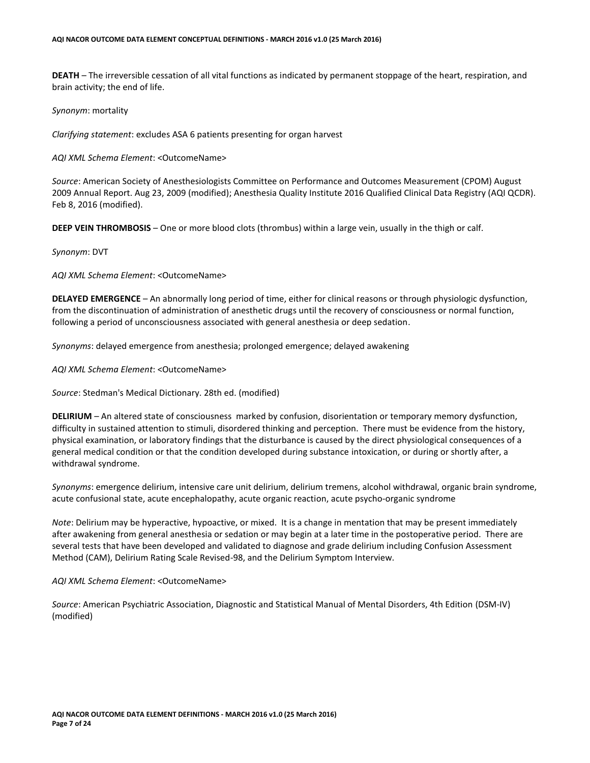**DEATH** – The irreversible cessation of all vital functions as indicated by permanent stoppage of the heart, respiration, and brain activity; the end of life.

*Synonym*: mortality

*Clarifying statement*: excludes ASA 6 patients presenting for organ harvest

*AQI XML Schema Element*: <OutcomeName>

*Source*: American Society of Anesthesiologists Committee on Performance and Outcomes Measurement (CPOM) August 2009 Annual Report. Aug 23, 2009 (modified); Anesthesia Quality Institute 2016 Qualified Clinical Data Registry (AQI QCDR). Feb 8, 2016 (modified).

**DEEP VEIN THROMBOSIS** – One or more blood clots (thrombus) within a large vein, usually in the thigh or calf.

*Synonym*: DVT

*AQI XML Schema Element*: <OutcomeName>

**DELAYED EMERGENCE** – An abnormally long period of time, either for clinical reasons or through physiologic dysfunction, from the discontinuation of administration of anesthetic drugs until the recovery of consciousness or normal function, following a period of unconsciousness associated with general anesthesia or deep sedation.

*Synonyms*: delayed emergence from anesthesia; prolonged emergence; delayed awakening

*AQI XML Schema Element*: <OutcomeName>

*Source*: Stedman's Medical Dictionary. 28th ed. (modified)

**DELIRIUM** – An altered state of consciousness marked by confusion, disorientation or temporary memory dysfunction, difficulty in sustained attention to stimuli, disordered thinking and perception. There must be evidence from the history, physical examination, or laboratory findings that the disturbance is caused by the direct physiological consequences of a general medical condition or that the condition developed during substance intoxication, or during or shortly after, a withdrawal syndrome.

*Synonyms*: emergence delirium, intensive care unit delirium, delirium tremens, alcohol withdrawal, organic brain syndrome, acute confusional state, acute encephalopathy, acute organic reaction, acute psycho-organic syndrome

*Note*: Delirium may be hyperactive, hypoactive, or mixed. It is a change in mentation that may be present immediately after awakening from general anesthesia or sedation or may begin at a later time in the postoperative period. There are several tests that have been developed and validated to diagnose and grade delirium including Confusion Assessment Method (CAM), Delirium Rating Scale Revised-98, and the Delirium Symptom Interview.

*AQI XML Schema Element*: <OutcomeName>

*Source*: American Psychiatric Association, Diagnostic and Statistical Manual of Mental Disorders, 4th Edition (DSM-IV) (modified)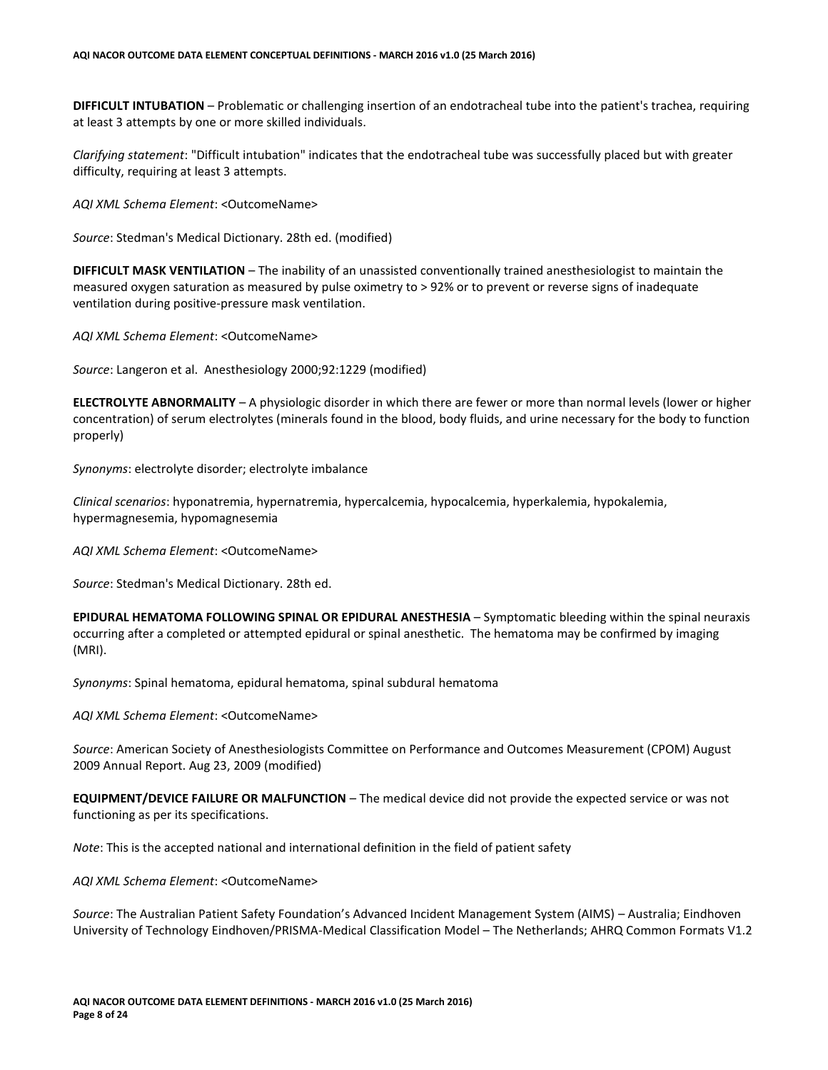**DIFFICULT INTUBATION** – Problematic or challenging insertion of an endotracheal tube into the patient's trachea, requiring at least 3 attempts by one or more skilled individuals.

*Clarifying statement*: "Difficult intubation" indicates that the endotracheal tube was successfully placed but with greater difficulty, requiring at least 3 attempts.

*AQI XML Schema Element*: <OutcomeName>

*Source*: Stedman's Medical Dictionary. 28th ed. (modified)

**DIFFICULT MASK VENTILATION** – The inability of an unassisted conventionally trained anesthesiologist to maintain the measured oxygen saturation as measured by pulse oximetry to > 92% or to prevent or reverse signs of inadequate ventilation during positive-pressure mask ventilation.

*AQI XML Schema Element*: <OutcomeName>

*Source*: Langeron et al. Anesthesiology 2000;92:1229 (modified)

**ELECTROLYTE ABNORMALITY** – A physiologic disorder in which there are fewer or more than normal levels (lower or higher concentration) of serum electrolytes (minerals found in the blood, body fluids, and urine necessary for the body to function properly)

*Synonyms*: electrolyte disorder; electrolyte imbalance

*Clinical scenarios*: hyponatremia, hypernatremia, hypercalcemia, hypocalcemia, hyperkalemia, hypokalemia, hypermagnesemia, hypomagnesemia

*AQI XML Schema Element*: <OutcomeName>

*Source*: Stedman's Medical Dictionary. 28th ed.

**EPIDURAL HEMATOMA FOLLOWING SPINAL OR EPIDURAL ANESTHESIA** – Symptomatic bleeding within the spinal neuraxis occurring after a completed or attempted epidural or spinal anesthetic. The hematoma may be confirmed by imaging (MRI).

*Synonyms*: Spinal hematoma, epidural hematoma, spinal subdural hematoma

*AQI XML Schema Element*: <OutcomeName>

*Source*: American Society of Anesthesiologists Committee on Performance and Outcomes Measurement (CPOM) August 2009 Annual Report. Aug 23, 2009 (modified)

**EQUIPMENT/DEVICE FAILURE OR MALFUNCTION** – The medical device did not provide the expected service or was not functioning as per its specifications.

*Note*: This is the accepted national and international definition in the field of patient safety

*AQI XML Schema Element*: <OutcomeName>

*Source*: The Australian Patient Safety Foundation's Advanced Incident Management System (AIMS) – Australia; Eindhoven University of Technology Eindhoven/PRISMA-Medical Classification Model – The Netherlands; AHRQ Common Formats V1.2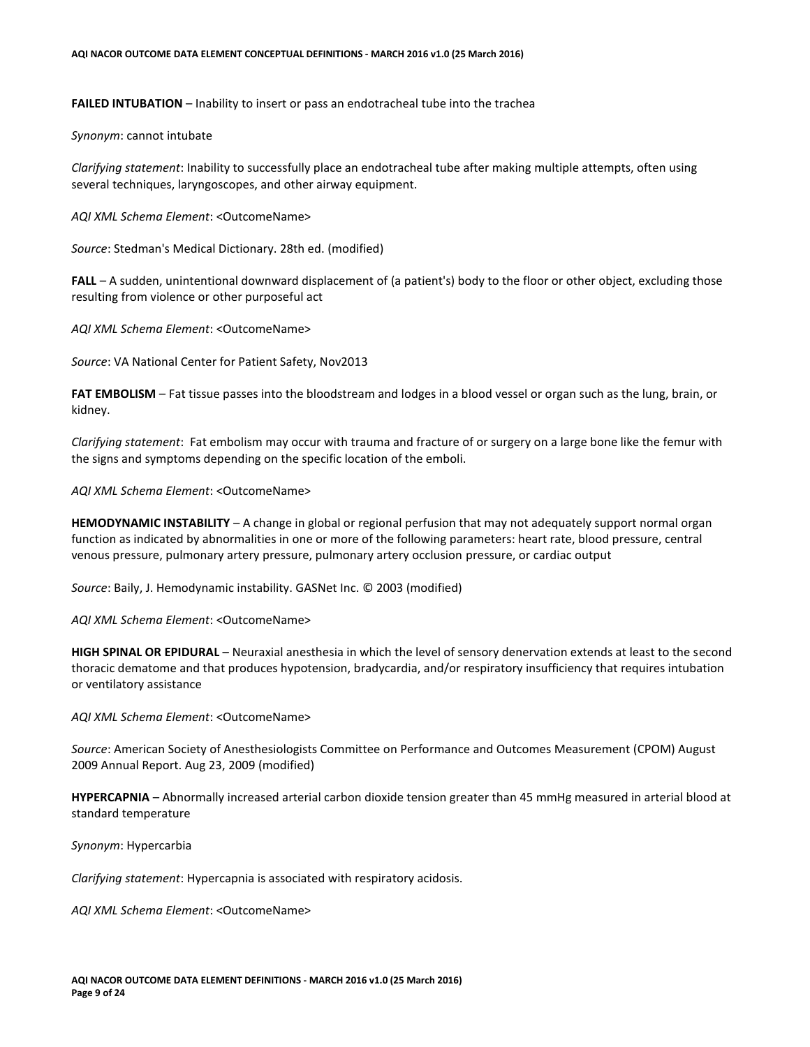**FAILED INTUBATION** – Inability to insert or pass an endotracheal tube into the trachea

*Synonym*: cannot intubate

*Clarifying statement*: Inability to successfully place an endotracheal tube after making multiple attempts, often using several techniques, laryngoscopes, and other airway equipment.

*AQI XML Schema Element*: <OutcomeName>

*Source*: Stedman's Medical Dictionary. 28th ed. (modified)

**FALL** – A sudden, unintentional downward displacement of (a patient's) body to the floor or other object, excluding those resulting from violence or other purposeful act

*AQI XML Schema Element*: <OutcomeName>

*Source*: VA National Center for Patient Safety, Nov2013

**FAT EMBOLISM** – Fat tissue passes into the bloodstream and lodges in a blood vessel or organ such as the lung, brain, or kidney.

*Clarifying statement*: Fat embolism may occur with trauma and fracture of or surgery on a large bone like the femur with the signs and symptoms depending on the specific location of the emboli.

*AQI XML Schema Element*: <OutcomeName>

**HEMODYNAMIC INSTABILITY** – A change in global or regional perfusion that may not adequately support normal organ function as indicated by abnormalities in one or more of the following parameters: heart rate, blood pressure, central venous pressure, pulmonary artery pressure, pulmonary artery occlusion pressure, or cardiac output

*Source*: Baily, J. Hemodynamic instability. GASNet Inc. © 2003 (modified)

*AQI XML Schema Element*: <OutcomeName>

**HIGH SPINAL OR EPIDURAL** – Neuraxial anesthesia in which the level of sensory denervation extends at least to the second thoracic dematome and that produces hypotension, bradycardia, and/or respiratory insufficiency that requires intubation or ventilatory assistance

*AQI XML Schema Element*: <OutcomeName>

*Source*: American Society of Anesthesiologists Committee on Performance and Outcomes Measurement (CPOM) August 2009 Annual Report. Aug 23, 2009 (modified)

**HYPERCAPNIA** – Abnormally increased arterial carbon dioxide tension greater than 45 mmHg measured in arterial blood at standard temperature

*Synonym*: Hypercarbia

*Clarifying statement*: Hypercapnia is associated with respiratory acidosis.

*AQI XML Schema Element*: <OutcomeName>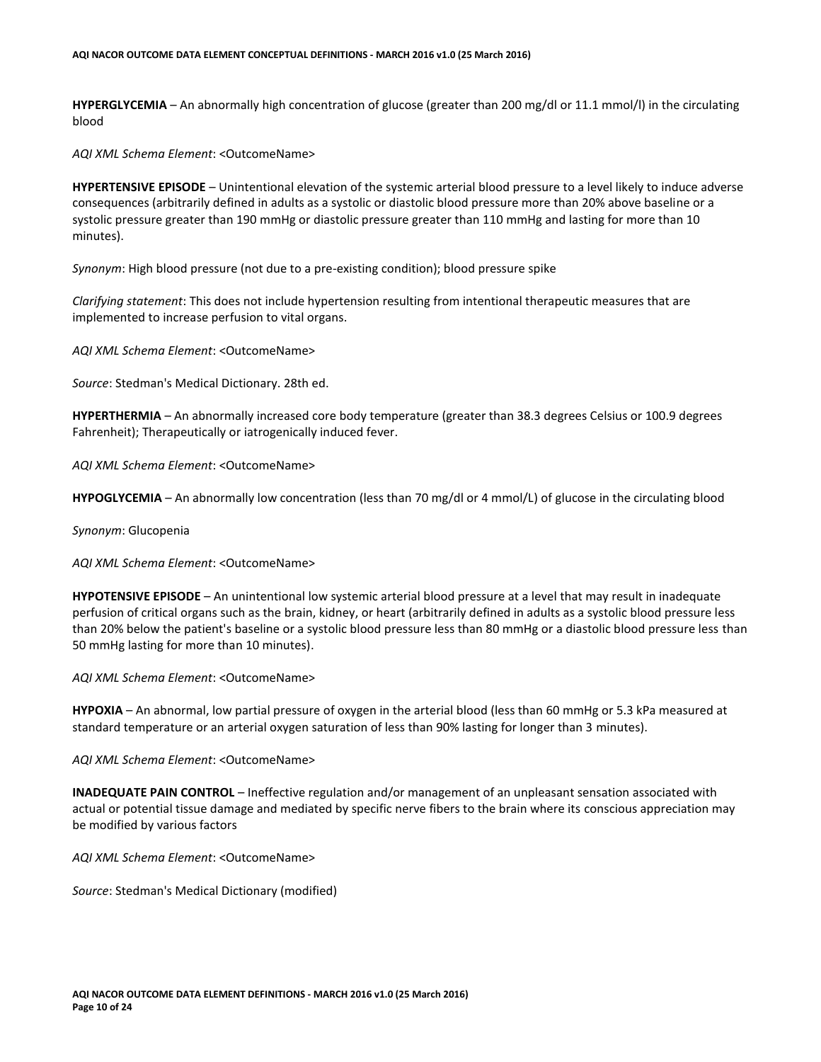**HYPERGLYCEMIA** – An abnormally high concentration of glucose (greater than 200 mg/dl or 11.1 mmol/l) in the circulating blood

*AQI XML Schema Element*: <OutcomeName>

**HYPERTENSIVE EPISODE** – Unintentional elevation of the systemic arterial blood pressure to a level likely to induce adverse consequences (arbitrarily defined in adults as a systolic or diastolic blood pressure more than 20% above baseline or a systolic pressure greater than 190 mmHg or diastolic pressure greater than 110 mmHg and lasting for more than 10 minutes).

*Synonym*: High blood pressure (not due to a pre-existing condition); blood pressure spike

*Clarifying statement*: This does not include hypertension resulting from intentional therapeutic measures that are implemented to increase perfusion to vital organs.

*AQI XML Schema Element*: <OutcomeName>

*Source*: Stedman's Medical Dictionary. 28th ed.

**HYPERTHERMIA** – An abnormally increased core body temperature (greater than 38.3 degrees Celsius or 100.9 degrees Fahrenheit); Therapeutically or iatrogenically induced fever.

*AQI XML Schema Element*: <OutcomeName>

**HYPOGLYCEMIA** – An abnormally low concentration (less than 70 mg/dl or 4 mmol/L) of glucose in the circulating blood

*Synonym*: Glucopenia

*AQI XML Schema Element*: <OutcomeName>

**HYPOTENSIVE EPISODE** – An unintentional low systemic arterial blood pressure at a level that may result in inadequate perfusion of critical organs such as the brain, kidney, or heart (arbitrarily defined in adults as a systolic blood pressure less than 20% below the patient's baseline or a systolic blood pressure less than 80 mmHg or a diastolic blood pressure less than 50 mmHg lasting for more than 10 minutes).

*AQI XML Schema Element*: <OutcomeName>

**HYPOXIA** – An abnormal, low partial pressure of oxygen in the arterial blood (less than 60 mmHg or 5.3 kPa measured at standard temperature or an arterial oxygen saturation of less than 90% lasting for longer than 3 minutes).

*AQI XML Schema Element*: <OutcomeName>

**INADEQUATE PAIN CONTROL** – Ineffective regulation and/or management of an unpleasant sensation associated with actual or potential tissue damage and mediated by specific nerve fibers to the brain where its conscious appreciation may be modified by various factors

*AQI XML Schema Element*: <OutcomeName>

*Source*: Stedman's Medical Dictionary (modified)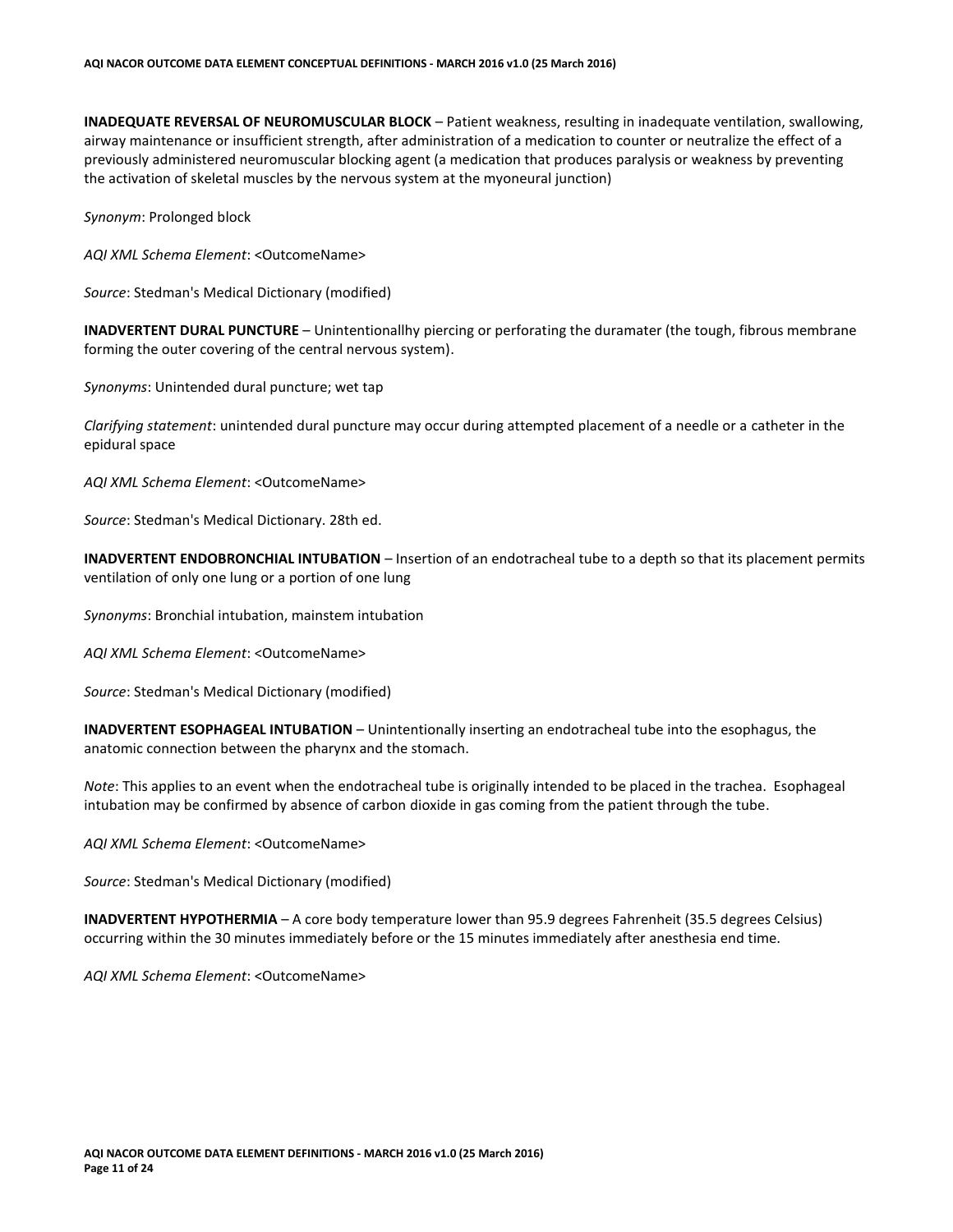**INADEQUATE REVERSAL OF NEUROMUSCULAR BLOCK** – Patient weakness, resulting in inadequate ventilation, swallowing, airway maintenance or insufficient strength, after administration of a medication to counter or neutralize the effect of a previously administered neuromuscular blocking agent (a medication that produces paralysis or weakness by preventing the activation of skeletal muscles by the nervous system at the myoneural junction)

*Synonym*: Prolonged block

*AQI XML Schema Element*: <OutcomeName>

*Source*: Stedman's Medical Dictionary (modified)

**INADVERTENT DURAL PUNCTURE** – Unintentionallhy piercing or perforating the duramater (the tough, fibrous membrane forming the outer covering of the central nervous system).

*Synonyms*: Unintended dural puncture; wet tap

*Clarifying statement*: unintended dural puncture may occur during attempted placement of a needle or a catheter in the epidural space

*AQI XML Schema Element*: <OutcomeName>

*Source*: Stedman's Medical Dictionary. 28th ed.

**INADVERTENT ENDOBRONCHIAL INTUBATION** – Insertion of an endotracheal tube to a depth so that its placement permits ventilation of only one lung or a portion of one lung

*Synonyms*: Bronchial intubation, mainstem intubation

*AQI XML Schema Element*: <OutcomeName>

*Source*: Stedman's Medical Dictionary (modified)

**INADVERTENT ESOPHAGEAL INTUBATION** – Unintentionally inserting an endotracheal tube into the esophagus, the anatomic connection between the pharynx and the stomach.

*Note*: This applies to an event when the endotracheal tube is originally intended to be placed in the trachea. Esophageal intubation may be confirmed by absence of carbon dioxide in gas coming from the patient through the tube.

*AQI XML Schema Element*: <OutcomeName>

*Source*: Stedman's Medical Dictionary (modified)

**INADVERTENT HYPOTHERMIA** – A core body temperature lower than 95.9 degrees Fahrenheit (35.5 degrees Celsius) occurring within the 30 minutes immediately before or the 15 minutes immediately after anesthesia end time.

*AQI XML Schema Element*: <OutcomeName>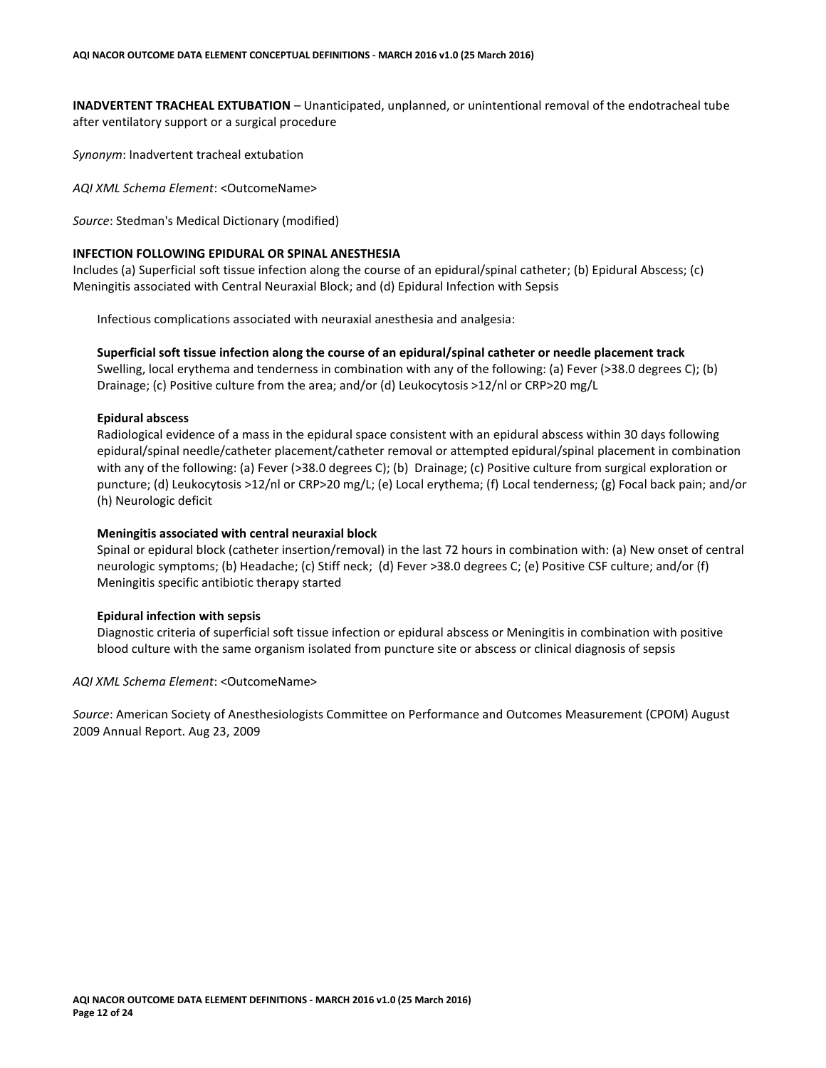**INADVERTENT TRACHEAL EXTUBATION** – Unanticipated, unplanned, or unintentional removal of the endotracheal tube after ventilatory support or a surgical procedure

*Synonym*: Inadvertent tracheal extubation

*AQI XML Schema Element*: <OutcomeName>

*Source*: Stedman's Medical Dictionary (modified)

**INFECTION FOLLOWING EPIDURAL OR SPINAL ANESTHESIA**

Includes (a) Superficial soft tissue infection along the course of an epidural/spinal catheter; (b) Epidural Abscess; (c) Meningitis associated with Central Neuraxial Block; and (d) Epidural Infection with Sepsis

Infectious complications associated with neuraxial anesthesia and analgesia:

**Superficial soft tissue infection along the course of an epidural/spinal catheter or needle placement track**

Swelling, local erythema and tenderness in combination with any of the following: (a) Fever (>38.0 degrees C); (b) Drainage; (c) Positive culture from the area; and/or (d) Leukocytosis >12/nl or CRP>20 mg/L

**Epidural abscess**

Radiological evidence of a mass in the epidural space consistent with an epidural abscess within 30 days following epidural/spinal needle/catheter placement/catheter removal or attempted epidural/spinal placement in combination with any of the following: (a) Fever (>38.0 degrees C); (b) Drainage; (c) Positive culture from surgical exploration or puncture; (d) Leukocytosis >12/nl or CRP>20 mg/L; (e) Local erythema; (f) Local tenderness; (g) Focal back pain; and/or (h) Neurologic deficit

**Meningitis associated with central neuraxial block**

Spinal or epidural block (catheter insertion/removal) in the last 72 hours in combination with: (a) New onset of central neurologic symptoms; (b) Headache; (c) Stiff neck; (d) Fever >38.0 degrees C; (e) Positive CSF culture; and/or (f) Meningitis specific antibiotic therapy started

**Epidural infection with sepsis**

Diagnostic criteria of superficial soft tissue infection or epidural abscess or Meningitis in combination with positive blood culture with the same organism isolated from puncture site or abscess or clinical diagnosis of sepsis

*AQI XML Schema Element*: <OutcomeName>

*Source*: American Society of Anesthesiologists Committee on Performance and Outcomes Measurement (CPOM) August 2009 Annual Report. Aug 23, 2009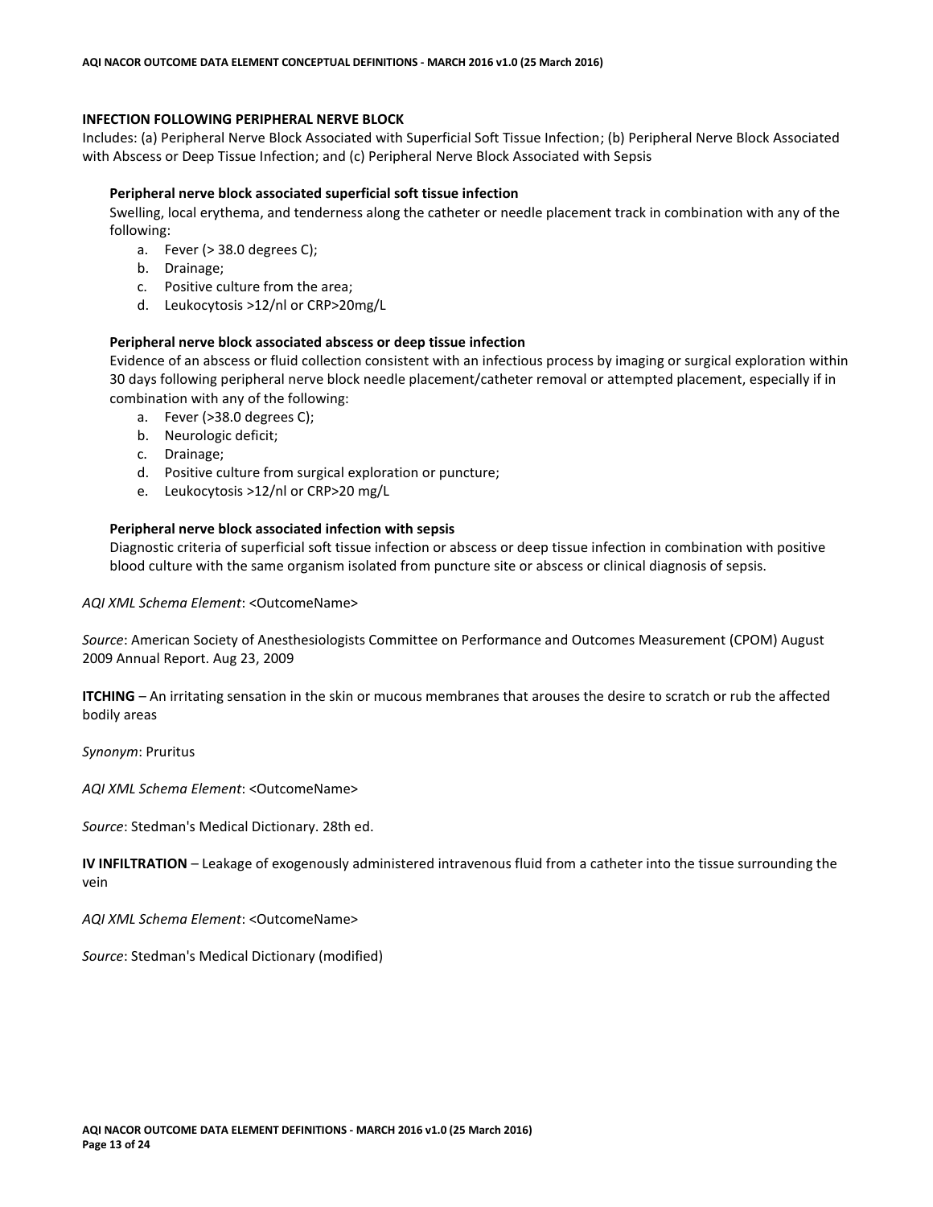**INFECTION FOLLOWING PERIPHERAL NERVE BLOCK**
Includes: (a) Peripheral Nerve Block Associated with Superficial Soft Tissue Infection; (b) Peripheral Nerve Block Associated with Abscess or Deep Tissue Infection; and (c) Peripheral Nerve Block Associated with Sepsis

**Peripheral nerve block associated superficial soft tissue infection**
Swelling, local erythema, and tenderness along the catheter or needle placement track in combination with any of the following:

a. Fever (> 38.0 degrees C);
b. Drainage;
c. Positive culture from the area;
d. Leukocytosis >12/nl or CRP>20mg/L

**Peripheral nerve block associated abscess or deep tissue infection**
Evidence of an abscess or fluid collection consistent with an infectious process by imaging or surgical exploration within 30 days following peripheral nerve block needle placement/catheter removal or attempted placement, especially if in combination with any of the following:

a. Fever (>38.0 degrees C);
b. Neurologic deficit;
c. Drainage;
d. Positive culture from surgical exploration or puncture;
e. Leukocytosis >12/nl or CRP>20 mg/L

**Peripheral nerve block associated infection with sepsis**
Diagnostic criteria of superficial soft tissue infection or abscess or deep tissue infection in combination with positive blood culture with the same organism isolated from puncture site or abscess or clinical diagnosis of sepsis.

*AQI XML Schema Element*: <OutcomeName>

*Source*: American Society of Anesthesiologists Committee on Performance and Outcomes Measurement (CPOM) August 2009 Annual Report. Aug 23, 2009

**ITCHING** – An irritating sensation in the skin or mucous membranes that arouses the desire to scratch or rub the affected bodily areas

*Synonym*: Pruritus

*AQI XML Schema Element*: <OutcomeName>

*Source*: Stedman's Medical Dictionary. 28th ed.

**IV INFILTRATION** – Leakage of exogenously administered intravenous fluid from a catheter into the tissue surrounding the vein

*AQI XML Schema Element*: <OutcomeName>

*Source*: Stedman's Medical Dictionary (modified)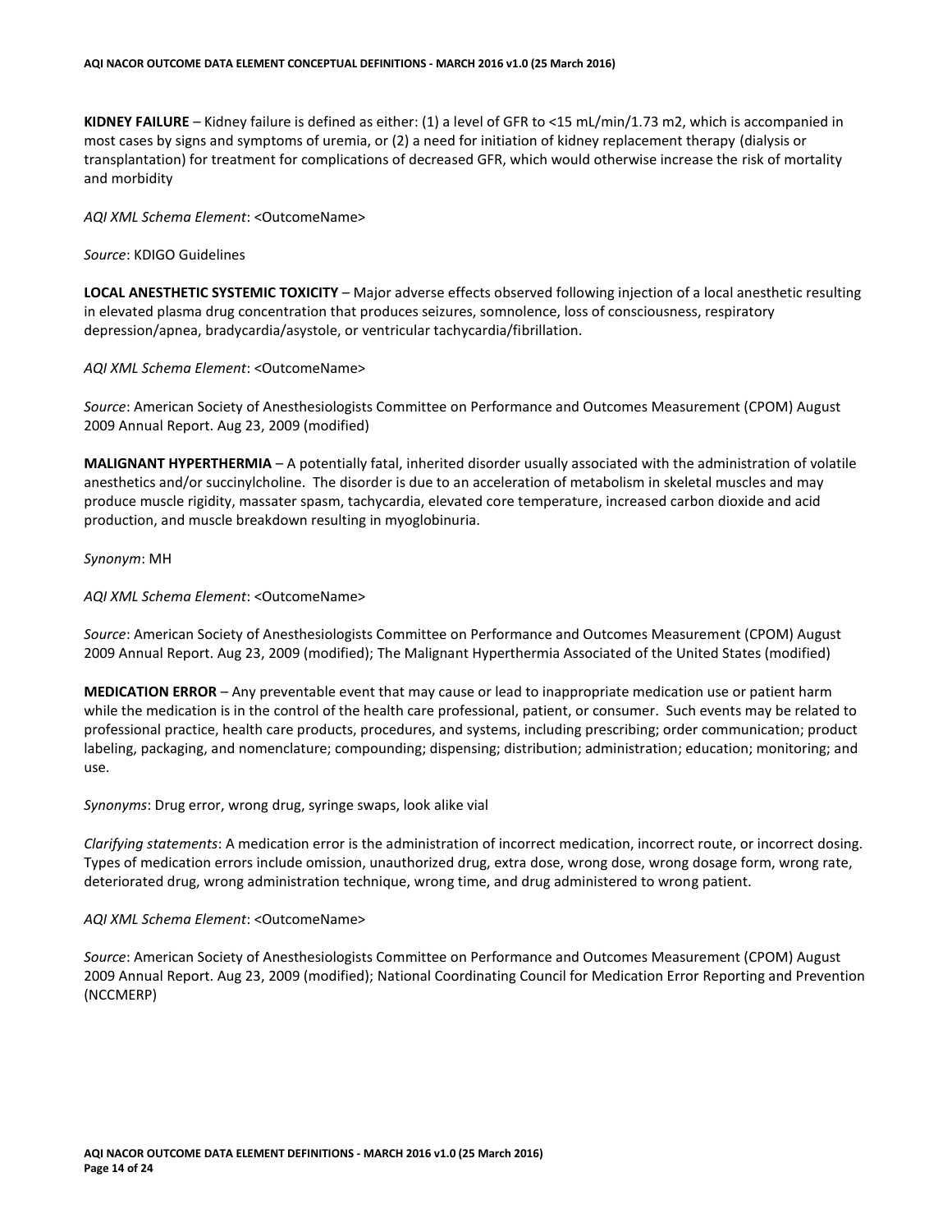**KIDNEY FAILURE** – Kidney failure is defined as either: (1) a level of GFR to <15 mL/min/1.73 m2, which is accompanied in most cases by signs and symptoms of uremia, or (2) a need for initiation of kidney replacement therapy (dialysis or transplantation) for treatment for complications of decreased GFR, which would otherwise increase the risk of mortality and morbidity

*AQI XML Schema Element*: <OutcomeName>

*Source*: KDIGO Guidelines

**LOCAL ANESTHETIC SYSTEMIC TOXICITY** – Major adverse effects observed following injection of a local anesthetic resulting in elevated plasma drug concentration that produces seizures, somnolence, loss of consciousness, respiratory depression/apnea, bradycardia/asystole, or ventricular tachycardia/fibrillation.

*AQI XML Schema Element*: <OutcomeName>

*Source*: American Society of Anesthesiologists Committee on Performance and Outcomes Measurement (CPOM) August 2009 Annual Report. Aug 23, 2009 (modified)

**MALIGNANT HYPERTHERMIA** – A potentially fatal, inherited disorder usually associated with the administration of volatile anesthetics and/or succinylcholine. The disorder is due to an acceleration of metabolism in skeletal muscles and may produce muscle rigidity, massater spasm, tachycardia, elevated core temperature, increased carbon dioxide and acid production, and muscle breakdown resulting in myoglobinuria.

*Synonym*: MH

*AQI XML Schema Element*: <OutcomeName>

*Source*: American Society of Anesthesiologists Committee on Performance and Outcomes Measurement (CPOM) August 2009 Annual Report. Aug 23, 2009 (modified); The Malignant Hyperthermia Associated of the United States (modified)

**MEDICATION ERROR** – Any preventable event that may cause or lead to inappropriate medication use or patient harm while the medication is in the control of the health care professional, patient, or consumer. Such events may be related to professional practice, health care products, procedures, and systems, including prescribing; order communication; product labeling, packaging, and nomenclature; compounding; dispensing; distribution; administration; education; monitoring; and use.

*Synonyms*: Drug error, wrong drug, syringe swaps, look alike vial

*Clarifying statements*: A medication error is the administration of incorrect medication, incorrect route, or incorrect dosing. Types of medication errors include omission, unauthorized drug, extra dose, wrong dose, wrong dosage form, wrong rate, deteriorated drug, wrong administration technique, wrong time, and drug administered to wrong patient.

*AQI XML Schema Element*: <OutcomeName>

*Source*: American Society of Anesthesiologists Committee on Performance and Outcomes Measurement (CPOM) August 2009 Annual Report. Aug 23, 2009 (modified); National Coordinating Council for Medication Error Reporting and Prevention (NCCMERP)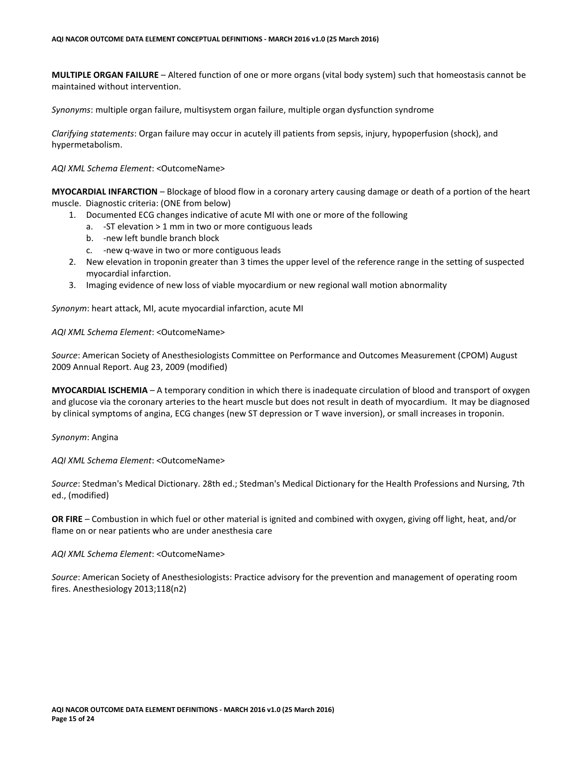**MULTIPLE ORGAN FAILURE** – Altered function of one or more organs (vital body system) such that homeostasis cannot be maintained without intervention.

*Synonyms*: multiple organ failure, multisystem organ failure, multiple organ dysfunction syndrome

*Clarifying statements*: Organ failure may occur in acutely ill patients from sepsis, injury, hypoperfusion (shock), and hypermetabolism.

*AQI XML Schema Element*: <OutcomeName>

**MYOCARDIAL INFARCTION** – Blockage of blood flow in a coronary artery causing damage or death of a portion of the heart muscle. Diagnostic criteria: (ONE from below)

1. Documented ECG changes indicative of acute MI with one or more of the following
   a. -ST elevation > 1 mm in two or more contiguous leads
   b. -new left bundle branch block
   c. -new q-wave in two or more contiguous leads
2. New elevation in troponin greater than 3 times the upper level of the reference range in the setting of suspected myocardial infarction.
3. Imaging evidence of new loss of viable myocardium or new regional wall motion abnormality

*Synonym*: heart attack, MI, acute myocardial infarction, acute MI

*AQI XML Schema Element*: <OutcomeName>

*Source*: American Society of Anesthesiologists Committee on Performance and Outcomes Measurement (CPOM) August 2009 Annual Report. Aug 23, 2009 (modified)

**MYOCARDIAL ISCHEMIA** – A temporary condition in which there is inadequate circulation of blood and transport of oxygen and glucose via the coronary arteries to the heart muscle but does not result in death of myocardium. It may be diagnosed by clinical symptoms of angina, ECG changes (new ST depression or T wave inversion), or small increases in troponin.

*Synonym*: Angina

*AQI XML Schema Element*: <OutcomeName>

*Source*: Stedman's Medical Dictionary. 28th ed.; Stedman's Medical Dictionary for the Health Professions and Nursing, 7th ed., (modified)

**OR FIRE** – Combustion in which fuel or other material is ignited and combined with oxygen, giving off light, heat, and/or flame on or near patients who are under anesthesia care

*AQI XML Schema Element*: <OutcomeName>

*Source*: American Society of Anesthesiologists: Practice advisory for the prevention and management of operating room fires. Anesthesiology 2013;118(n2)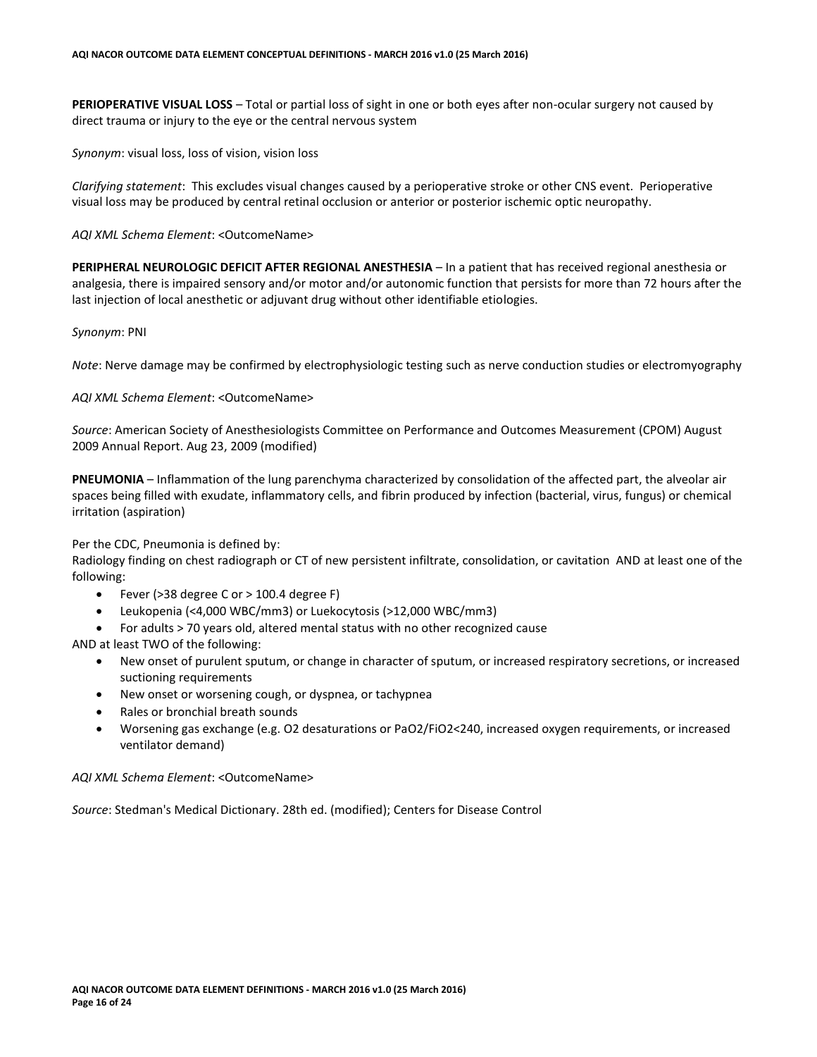**PERIOPERATIVE VISUAL LOSS** – Total or partial loss of sight in one or both eyes after non-ocular surgery not caused by direct trauma or injury to the eye or the central nervous system

*Synonym*: visual loss, loss of vision, vision loss

*Clarifying statement*: This excludes visual changes caused by a perioperative stroke or other CNS event. Perioperative visual loss may be produced by central retinal occlusion or anterior or posterior ischemic optic neuropathy.

*AQI XML Schema Element*: <OutcomeName>

**PERIPHERAL NEUROLOGIC DEFICIT AFTER REGIONAL ANESTHESIA** – In a patient that has received regional anesthesia or analgesia, there is impaired sensory and/or motor and/or autonomic function that persists for more than 72 hours after the last injection of local anesthetic or adjuvant drug without other identifiable etiologies.

*Synonym*: PNI

*Note*: Nerve damage may be confirmed by electrophysiologic testing such as nerve conduction studies or electromyography

*AQI XML Schema Element*: <OutcomeName>

*Source*: American Society of Anesthesiologists Committee on Performance and Outcomes Measurement (CPOM) August 2009 Annual Report. Aug 23, 2009 (modified)

**PNEUMONIA** – Inflammation of the lung parenchyma characterized by consolidation of the affected part, the alveolar air spaces being filled with exudate, inflammatory cells, and fibrin produced by infection (bacterial, virus, fungus) or chemical irritation (aspiration)

Per the CDC, Pneumonia is defined by:
Radiology finding on chest radiograph or CT of new persistent infiltrate, consolidation, or cavitation AND at least one of the following:

- Fever (>38 degree C or > 100.4 degree F)
- Leukopenia (<4,000 WBC/mm3) or Luekocytosis (>12,000 WBC/mm3)
- For adults > 70 years old, altered mental status with no other recognized cause

AND at least TWO of the following:

- New onset of purulent sputum, or change in character of sputum, or increased respiratory secretions, or increased suctioning requirements
- New onset or worsening cough, or dyspnea, or tachypnea
- Rales or bronchial breath sounds
- Worsening gas exchange (e.g. O2 desaturations or PaO2/FiO2<240, increased oxygen requirements, or increased ventilator demand)

*AQI XML Schema Element*: <OutcomeName>

*Source*: Stedman's Medical Dictionary. 28th ed. (modified); Centers for Disease Control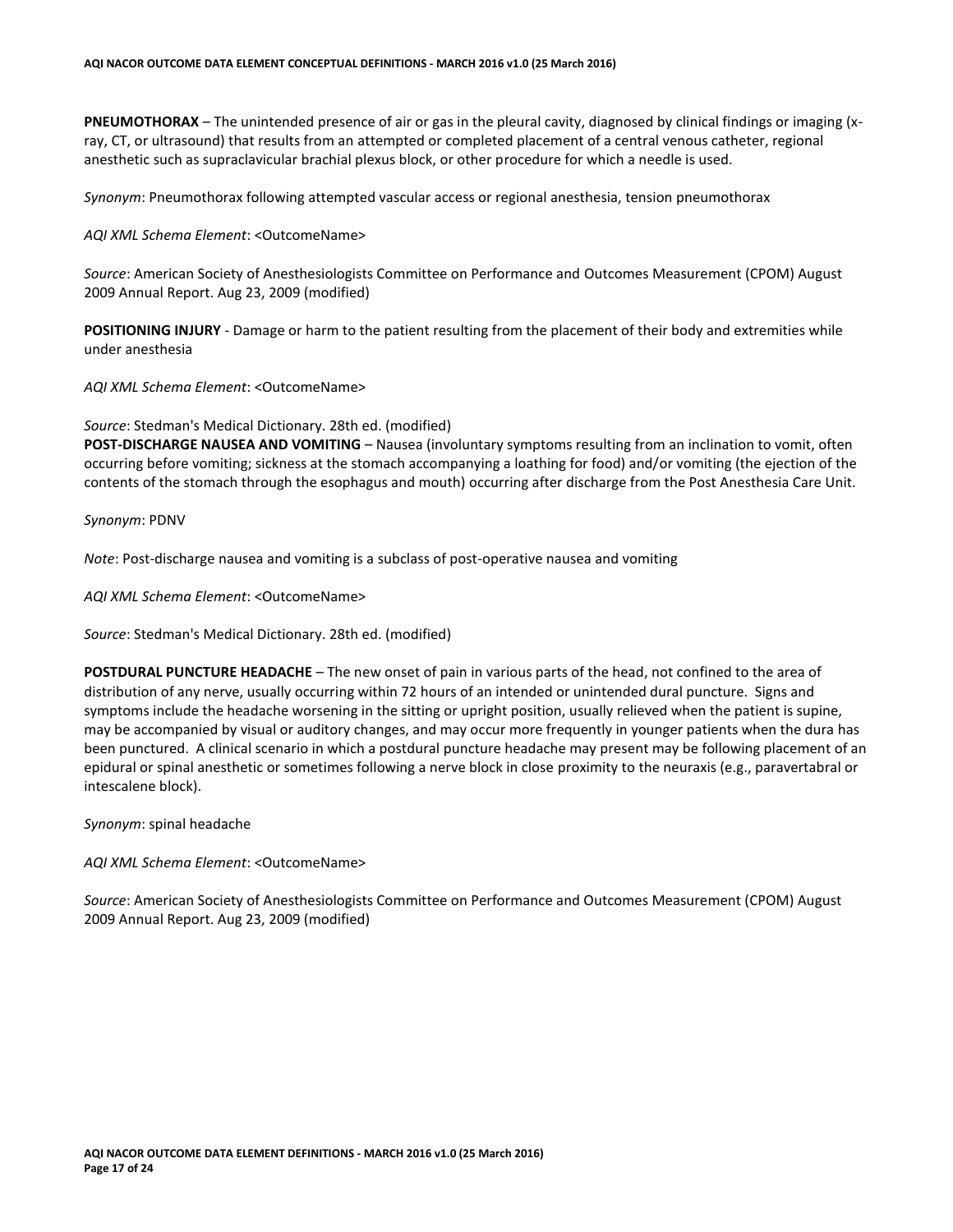**PNEUMOTHORAX** – The unintended presence of air or gas in the pleural cavity, diagnosed by clinical findings or imaging (x-ray, CT, or ultrasound) that results from an attempted or completed placement of a central venous catheter, regional anesthetic such as supraclavicular brachial plexus block, or other procedure for which a needle is used.

*Synonym*: Pneumothorax following attempted vascular access or regional anesthesia, tension pneumothorax

*AQI XML Schema Element*: <OutcomeName>

*Source*: American Society of Anesthesiologists Committee on Performance and Outcomes Measurement (CPOM) August 2009 Annual Report. Aug 23, 2009 (modified)

**POSITIONING INJURY** - Damage or harm to the patient resulting from the placement of their body and extremities while under anesthesia

*AQI XML Schema Element*: <OutcomeName>

*Source*: Stedman's Medical Dictionary. 28th ed. (modified)

**POST-DISCHARGE NAUSEA AND VOMITING** – Nausea (involuntary symptoms resulting from an inclination to vomit, often occurring before vomiting; sickness at the stomach accompanying a loathing for food) and/or vomiting (the ejection of the contents of the stomach through the esophagus and mouth) occurring after discharge from the Post Anesthesia Care Unit.

*Synonym*: PDNV

*Note*: Post-discharge nausea and vomiting is a subclass of post-operative nausea and vomiting

*AQI XML Schema Element*: <OutcomeName>

*Source*: Stedman's Medical Dictionary. 28th ed. (modified)

**POSTDURAL PUNCTURE HEADACHE** – The new onset of pain in various parts of the head, not confined to the area of distribution of any nerve, usually occurring within 72 hours of an intended or unintended dural puncture. Signs and symptoms include the headache worsening in the sitting or upright position, usually relieved when the patient is supine, may be accompanied by visual or auditory changes, and may occur more frequently in younger patients when the dura has been punctured. A clinical scenario in which a postdural puncture headache may present may be following placement of an epidural or spinal anesthetic or sometimes following a nerve block in close proximity to the neuraxis (e.g., paravertabral or intescalene block).

*Synonym*: spinal headache

*AQI XML Schema Element*: <OutcomeName>

*Source*: American Society of Anesthesiologists Committee on Performance and Outcomes Measurement (CPOM) August 2009 Annual Report. Aug 23, 2009 (modified)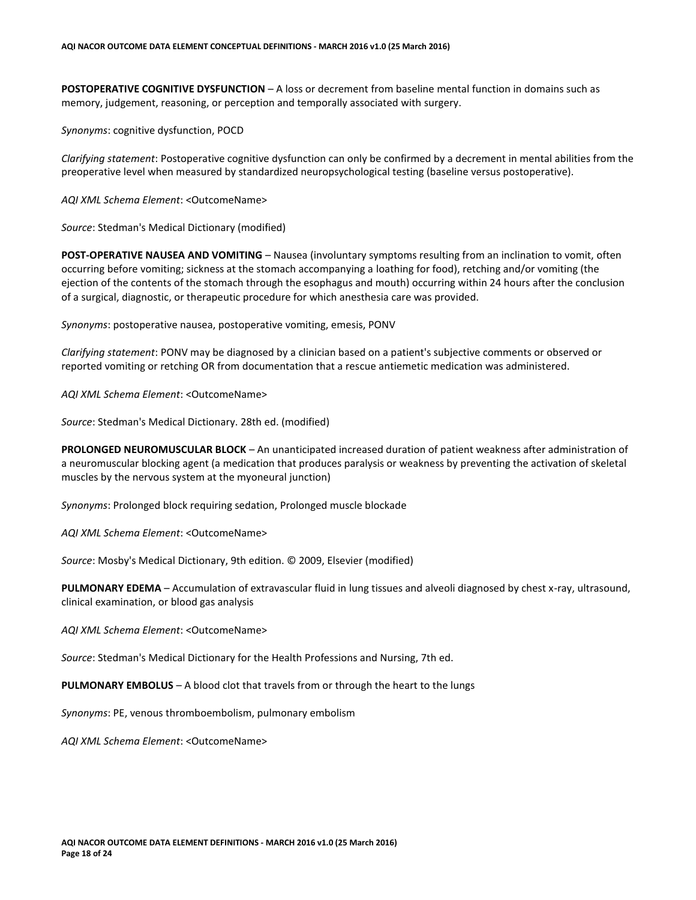**POSTOPERATIVE COGNITIVE DYSFUNCTION** – A loss or decrement from baseline mental function in domains such as memory, judgement, reasoning, or perception and temporally associated with surgery.

*Synonyms*: cognitive dysfunction, POCD

*Clarifying statement*: Postoperative cognitive dysfunction can only be confirmed by a decrement in mental abilities from the preoperative level when measured by standardized neuropsychological testing (baseline versus postoperative).

*AQI XML Schema Element*: <OutcomeName>

*Source*: Stedman's Medical Dictionary (modified)

**POST-OPERATIVE NAUSEA AND VOMITING** – Nausea (involuntary symptoms resulting from an inclination to vomit, often occurring before vomiting; sickness at the stomach accompanying a loathing for food), retching and/or vomiting (the ejection of the contents of the stomach through the esophagus and mouth) occurring within 24 hours after the conclusion of a surgical, diagnostic, or therapeutic procedure for which anesthesia care was provided.

*Synonyms*: postoperative nausea, postoperative vomiting, emesis, PONV

*Clarifying statement*: PONV may be diagnosed by a clinician based on a patient's subjective comments or observed or reported vomiting or retching OR from documentation that a rescue antiemetic medication was administered.

*AQI XML Schema Element*: <OutcomeName>

*Source*: Stedman's Medical Dictionary. 28th ed. (modified)

**PROLONGED NEUROMUSCULAR BLOCK** – An unanticipated increased duration of patient weakness after administration of a neuromuscular blocking agent (a medication that produces paralysis or weakness by preventing the activation of skeletal muscles by the nervous system at the myoneural junction)

*Synonyms*: Prolonged block requiring sedation, Prolonged muscle blockade

*AQI XML Schema Element*: <OutcomeName>

*Source*: Mosby's Medical Dictionary, 9th edition. © 2009, Elsevier (modified)

**PULMONARY EDEMA** – Accumulation of extravascular fluid in lung tissues and alveoli diagnosed by chest x-ray, ultrasound, clinical examination, or blood gas analysis

*AQI XML Schema Element*: <OutcomeName>

*Source*: Stedman's Medical Dictionary for the Health Professions and Nursing, 7th ed.

**PULMONARY EMBOLUS** – A blood clot that travels from or through the heart to the lungs

*Synonyms*: PE, venous thromboembolism, pulmonary embolism

*AQI XML Schema Element*: <OutcomeName>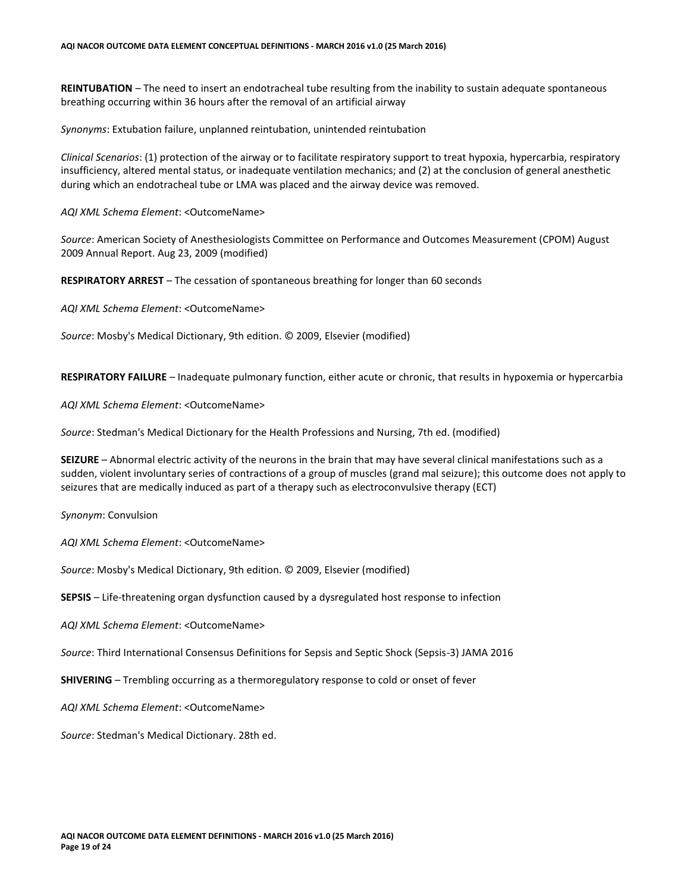**REINTUBATION** – The need to insert an endotracheal tube resulting from the inability to sustain adequate spontaneous breathing occurring within 36 hours after the removal of an artificial airway

*Synonyms*: Extubation failure, unplanned reintubation, unintended reintubation

*Clinical Scenarios*: (1) protection of the airway or to facilitate respiratory support to treat hypoxia, hypercarbia, respiratory insufficiency, altered mental status, or inadequate ventilation mechanics; and (2) at the conclusion of general anesthetic during which an endotracheal tube or LMA was placed and the airway device was removed.

*AQI XML Schema Element*: <OutcomeName>

*Source*: American Society of Anesthesiologists Committee on Performance and Outcomes Measurement (CPOM) August 2009 Annual Report. Aug 23, 2009 (modified)

**RESPIRATORY ARREST** – The cessation of spontaneous breathing for longer than 60 seconds

*AQI XML Schema Element*: <OutcomeName>

*Source*: Mosby's Medical Dictionary, 9th edition. © 2009, Elsevier (modified)

**RESPIRATORY FAILURE** – Inadequate pulmonary function, either acute or chronic, that results in hypoxemia or hypercarbia

*AQI XML Schema Element*: <OutcomeName>

*Source*: Stedman's Medical Dictionary for the Health Professions and Nursing, 7th ed. (modified)

**SEIZURE** – Abnormal electric activity of the neurons in the brain that may have several clinical manifestations such as a sudden, violent involuntary series of contractions of a group of muscles (grand mal seizure); this outcome does not apply to seizures that are medically induced as part of a therapy such as electroconvulsive therapy (ECT)

*Synonym*: Convulsion

*AQI XML Schema Element*: <OutcomeName>

*Source*: Mosby's Medical Dictionary, 9th edition. © 2009, Elsevier (modified)

**SEPSIS** – Life-threatening organ dysfunction caused by a dysregulated host response to infection

*AQI XML Schema Element*: <OutcomeName>

*Source*: Third International Consensus Definitions for Sepsis and Septic Shock (Sepsis-3) JAMA 2016

**SHIVERING** – Trembling occurring as a thermoregulatory response to cold or onset of fever

*AQI XML Schema Element*: <OutcomeName>

*Source*: Stedman's Medical Dictionary. 28th ed.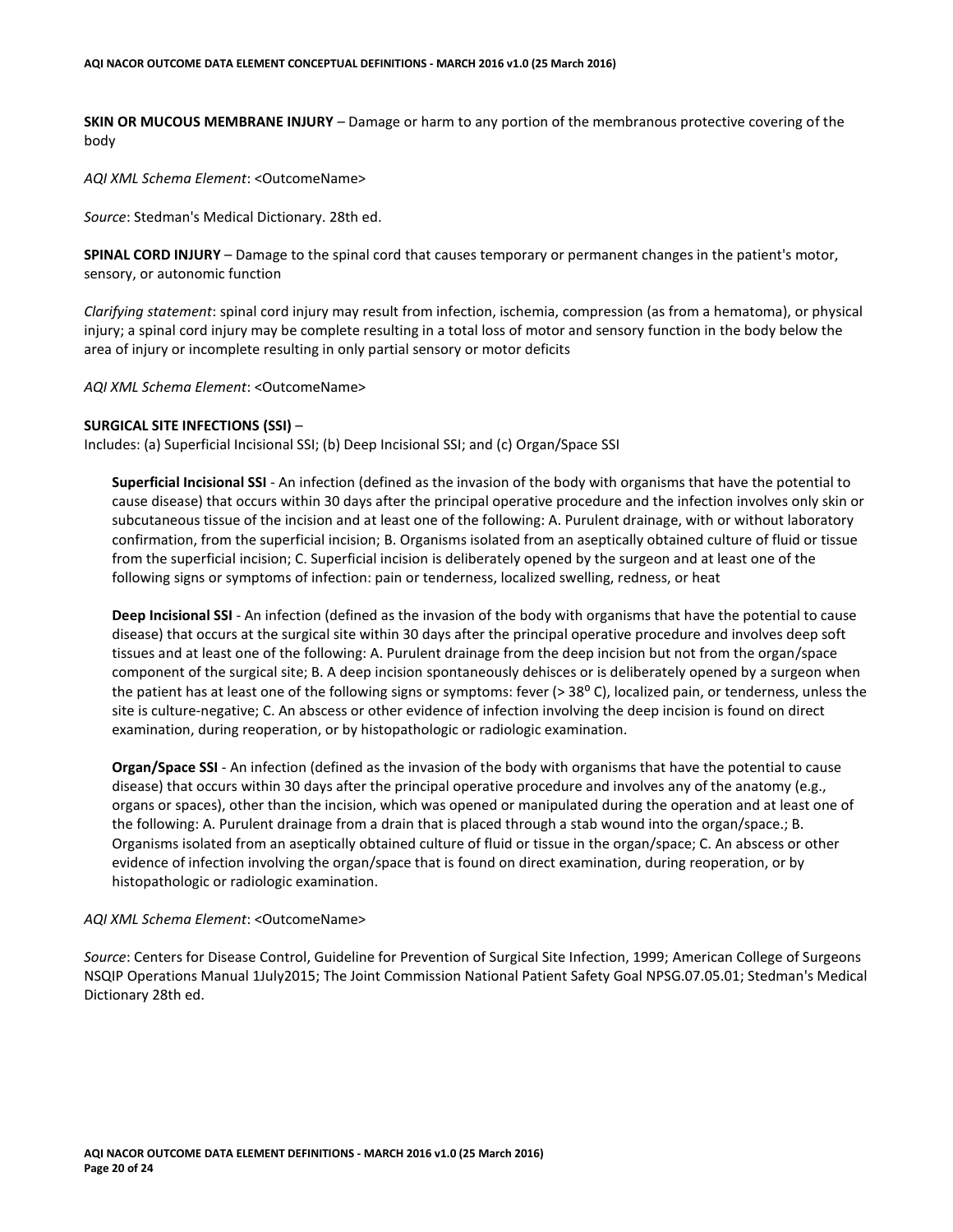**SKIN OR MUCOUS MEMBRANE INJURY** – Damage or harm to any portion of the membranous protective covering of the body

*AQI XML Schema Element*: <OutcomeName>

*Source*: Stedman's Medical Dictionary. 28th ed.

**SPINAL CORD INJURY** – Damage to the spinal cord that causes temporary or permanent changes in the patient's motor, sensory, or autonomic function

*Clarifying statement*: spinal cord injury may result from infection, ischemia, compression (as from a hematoma), or physical injury; a spinal cord injury may be complete resulting in a total loss of motor and sensory function in the body below the area of injury or incomplete resulting in only partial sensory or motor deficits

*AQI XML Schema Element*: <OutcomeName>

**SURGICAL SITE INFECTIONS (SSI)** –
Includes: (a) Superficial Incisional SSI; (b) Deep Incisional SSI; and (c) Organ/Space SSI

> **Superficial Incisional SSI** - An infection (defined as the invasion of the body with organisms that have the potential to cause disease) that occurs within 30 days after the principal operative procedure and the infection involves only skin or subcutaneous tissue of the incision and at least one of the following: A. Purulent drainage, with or without laboratory confirmation, from the superficial incision; B. Organisms isolated from an aseptically obtained culture of fluid or tissue from the superficial incision; C. Superficial incision is deliberately opened by the surgeon and at least one of the following signs or symptoms of infection: pain or tenderness, localized swelling, redness, or heat
>
> **Deep Incisional SSI** - An infection (defined as the invasion of the body with organisms that have the potential to cause disease) that occurs at the surgical site within 30 days after the principal operative procedure and involves deep soft tissues and at least one of the following: A. Purulent drainage from the deep incision but not from the organ/space component of the surgical site; B. A deep incision spontaneously dehisces or is deliberately opened by a surgeon when the patient has at least one of the following signs or symptoms: fever (> 38° C), localized pain, or tenderness, unless the site is culture-negative; C. An abscess or other evidence of infection involving the deep incision is found on direct examination, during reoperation, or by histopathologic or radiologic examination.
>
> **Organ/Space SSI** - An infection (defined as the invasion of the body with organisms that have the potential to cause disease) that occurs within 30 days after the principal operative procedure and involves any of the anatomy (e.g., organs or spaces), other than the incision, which was opened or manipulated during the operation and at least one of the following: A. Purulent drainage from a drain that is placed through a stab wound into the organ/space.; B. Organisms isolated from an aseptically obtained culture of fluid or tissue in the organ/space; C. An abscess or other evidence of infection involving the organ/space that is found on direct examination, during reoperation, or by histopathologic or radiologic examination.

*AQI XML Schema Element*: <OutcomeName>

*Source*: Centers for Disease Control, Guideline for Prevention of Surgical Site Infection, 1999; American College of Surgeons NSQIP Operations Manual 1July2015; The Joint Commission National Patient Safety Goal NPSG.07.05.01; Stedman's Medical Dictionary 28th ed.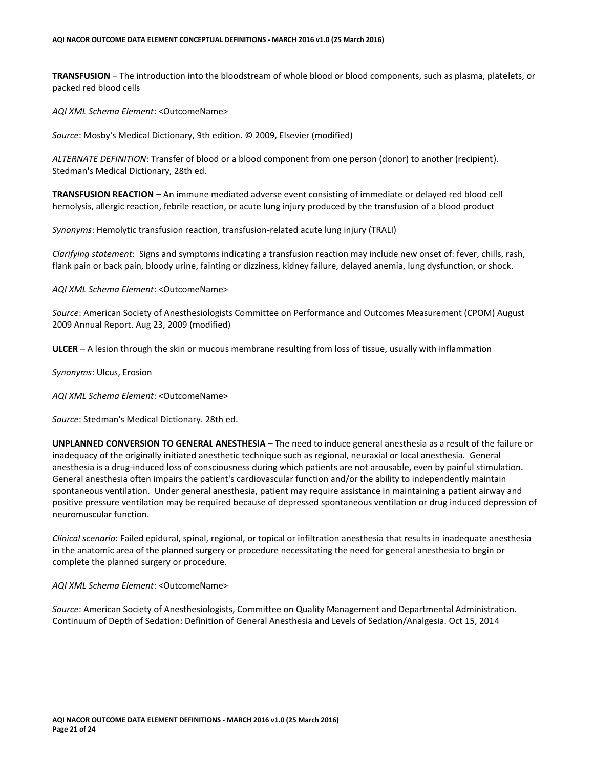**TRANSFUSION** – The introduction into the bloodstream of whole blood or blood components, such as plasma, platelets, or packed red blood cells

*AQI XML Schema Element*: <OutcomeName>

*Source*: Mosby's Medical Dictionary, 9th edition. © 2009, Elsevier (modified)

*ALTERNATE DEFINITION*: Transfer of blood or a blood component from one person (donor) to another (recipient). Stedman's Medical Dictionary, 28th ed.

**TRANSFUSION REACTION** – An immune mediated adverse event consisting of immediate or delayed red blood cell hemolysis, allergic reaction, febrile reaction, or acute lung injury produced by the transfusion of a blood product

*Synonyms*: Hemolytic transfusion reaction, transfusion-related acute lung injury (TRALI)

*Clarifying statement*: Signs and symptoms indicating a transfusion reaction may include new onset of: fever, chills, rash, flank pain or back pain, bloody urine, fainting or dizziness, kidney failure, delayed anemia, lung dysfunction, or shock.

*AQI XML Schema Element*: <OutcomeName>

*Source*: American Society of Anesthesiologists Committee on Performance and Outcomes Measurement (CPOM) August 2009 Annual Report. Aug 23, 2009 (modified)

**ULCER** – A lesion through the skin or mucous membrane resulting from loss of tissue, usually with inflammation

*Synonyms*: Ulcus, Erosion

*AQI XML Schema Element*: <OutcomeName>

*Source*: Stedman's Medical Dictionary. 28th ed.

**UNPLANNED CONVERSION TO GENERAL ANESTHESIA** – The need to induce general anesthesia as a result of the failure or inadequacy of the originally initiated anesthetic technique such as regional, neuraxial or local anesthesia. General anesthesia is a drug-induced loss of consciousness during which patients are not arousable, even by painful stimulation. General anesthesia often impairs the patient's cardiovascular function and/or the ability to independently maintain spontaneous ventilation. Under general anesthesia, patient may require assistance in maintaining a patient airway and positive pressure ventilation may be required because of depressed spontaneous ventilation or drug induced depression of neuromuscular function.

*Clinical scenario*: Failed epidural, spinal, regional, or topical or infiltration anesthesia that results in inadequate anesthesia in the anatomic area of the planned surgery or procedure necessitating the need for general anesthesia to begin or complete the planned surgery or procedure.

*AQI XML Schema Element*: <OutcomeName>

*Source*: American Society of Anesthesiologists, Committee on Quality Management and Departmental Administration. Continuum of Depth of Sedation: Definition of General Anesthesia and Levels of Sedation/Analgesia. Oct 15, 2014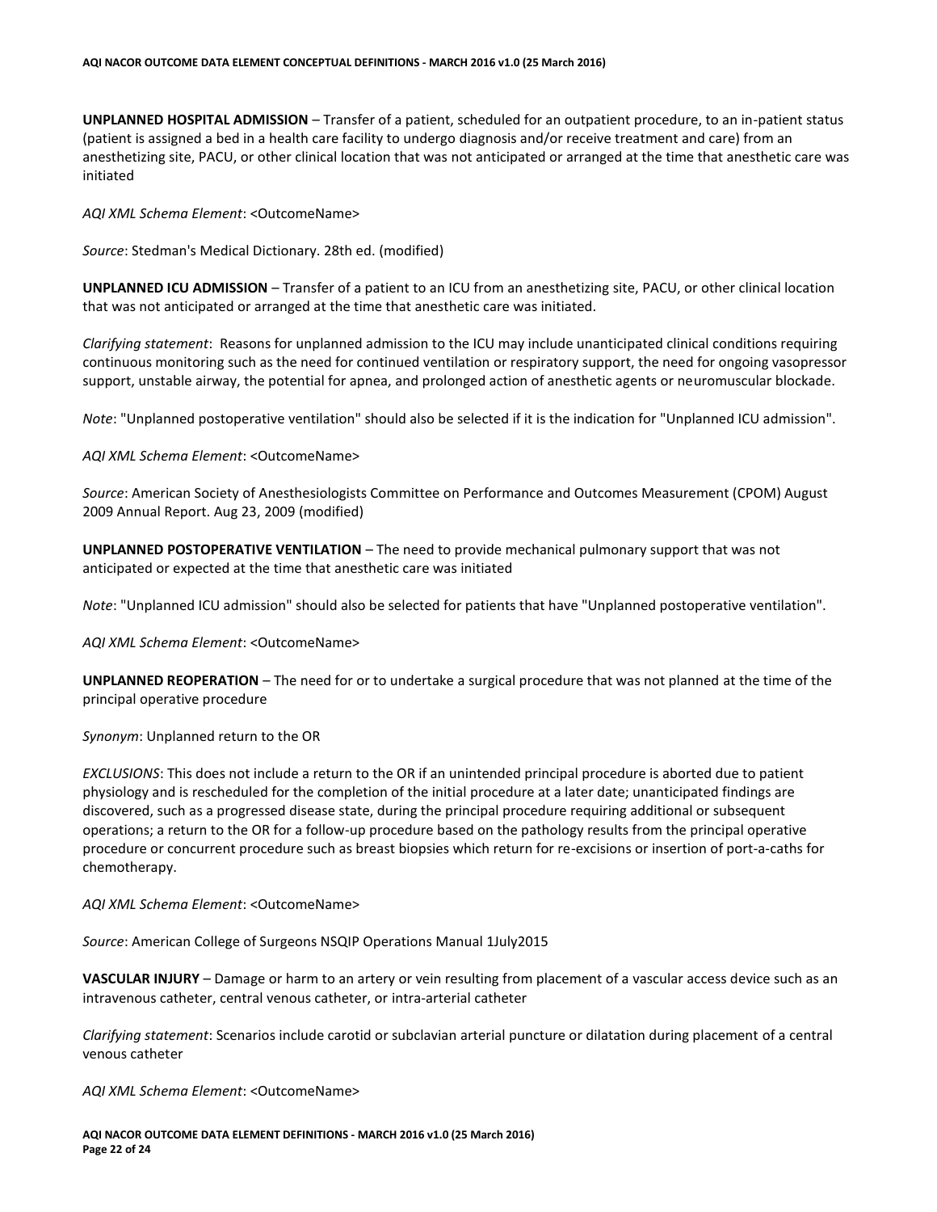**UNPLANNED HOSPITAL ADMISSION** – Transfer of a patient, scheduled for an outpatient procedure, to an in-patient status (patient is assigned a bed in a health care facility to undergo diagnosis and/or receive treatment and care) from an anesthetizing site, PACU, or other clinical location that was not anticipated or arranged at the time that anesthetic care was initiated

*AQI XML Schema Element*: <OutcomeName>

*Source*: Stedman's Medical Dictionary. 28th ed. (modified)

**UNPLANNED ICU ADMISSION** – Transfer of a patient to an ICU from an anesthetizing site, PACU, or other clinical location that was not anticipated or arranged at the time that anesthetic care was initiated.

*Clarifying statement*: Reasons for unplanned admission to the ICU may include unanticipated clinical conditions requiring continuous monitoring such as the need for continued ventilation or respiratory support, the need for ongoing vasopressor support, unstable airway, the potential for apnea, and prolonged action of anesthetic agents or neuromuscular blockade.

*Note*: "Unplanned postoperative ventilation" should also be selected if it is the indication for "Unplanned ICU admission".

*AQI XML Schema Element*: <OutcomeName>

*Source*: American Society of Anesthesiologists Committee on Performance and Outcomes Measurement (CPOM) August 2009 Annual Report. Aug 23, 2009 (modified)

**UNPLANNED POSTOPERATIVE VENTILATION** – The need to provide mechanical pulmonary support that was not anticipated or expected at the time that anesthetic care was initiated

*Note*: "Unplanned ICU admission" should also be selected for patients that have "Unplanned postoperative ventilation".

*AQI XML Schema Element*: <OutcomeName>

**UNPLANNED REOPERATION** – The need for or to undertake a surgical procedure that was not planned at the time of the principal operative procedure

*Synonym*: Unplanned return to the OR

*EXCLUSIONS*: This does not include a return to the OR if an unintended principal procedure is aborted due to patient physiology and is rescheduled for the completion of the initial procedure at a later date; unanticipated findings are discovered, such as a progressed disease state, during the principal procedure requiring additional or subsequent operations; a return to the OR for a follow-up procedure based on the pathology results from the principal operative procedure or concurrent procedure such as breast biopsies which return for re-excisions or insertion of port-a-caths for chemotherapy.

*AQI XML Schema Element*: <OutcomeName>

*Source*: American College of Surgeons NSQIP Operations Manual 1July2015

**VASCULAR INJURY** – Damage or harm to an artery or vein resulting from placement of a vascular access device such as an intravenous catheter, central venous catheter, or intra-arterial catheter

*Clarifying statement*: Scenarios include carotid or subclavian arterial puncture or dilatation during placement of a central venous catheter

*AQI XML Schema Element*: <OutcomeName>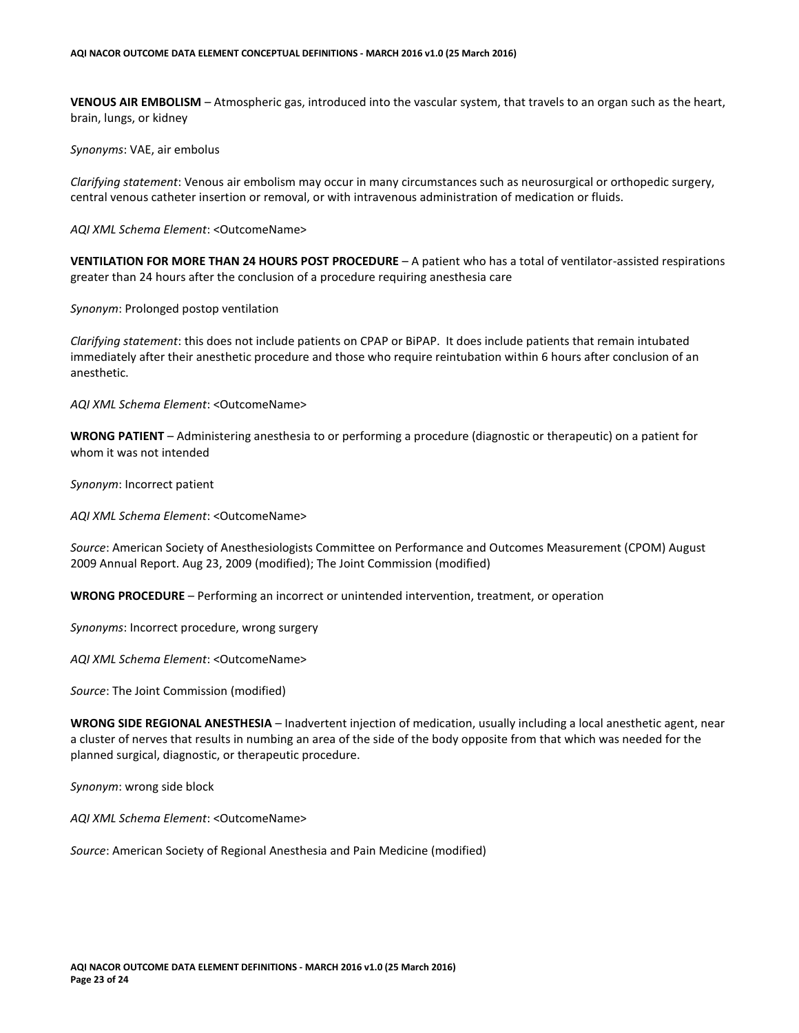**VENOUS AIR EMBOLISM** – Atmospheric gas, introduced into the vascular system, that travels to an organ such as the heart, brain, lungs, or kidney

*Synonyms*: VAE, air embolus

*Clarifying statement*: Venous air embolism may occur in many circumstances such as neurosurgical or orthopedic surgery, central venous catheter insertion or removal, or with intravenous administration of medication or fluids.

*AQI XML Schema Element*: <OutcomeName>

**VENTILATION FOR MORE THAN 24 HOURS POST PROCEDURE** – A patient who has a total of ventilator-assisted respirations greater than 24 hours after the conclusion of a procedure requiring anesthesia care

*Synonym*: Prolonged postop ventilation

*Clarifying statement*: this does not include patients on CPAP or BiPAP. It does include patients that remain intubated immediately after their anesthetic procedure and those who require reintubation within 6 hours after conclusion of an anesthetic.

*AQI XML Schema Element*: <OutcomeName>

**WRONG PATIENT** – Administering anesthesia to or performing a procedure (diagnostic or therapeutic) on a patient for whom it was not intended

*Synonym*: Incorrect patient

*AQI XML Schema Element*: <OutcomeName>

*Source*: American Society of Anesthesiologists Committee on Performance and Outcomes Measurement (CPOM) August 2009 Annual Report. Aug 23, 2009 (modified); The Joint Commission (modified)

**WRONG PROCEDURE** – Performing an incorrect or unintended intervention, treatment, or operation

*Synonyms*: Incorrect procedure, wrong surgery

*AQI XML Schema Element*: <OutcomeName>

*Source*: The Joint Commission (modified)

**WRONG SIDE REGIONAL ANESTHESIA** – Inadvertent injection of medication, usually including a local anesthetic agent, near a cluster of nerves that results in numbing an area of the side of the body opposite from that which was needed for the planned surgical, diagnostic, or therapeutic procedure.

*Synonym*: wrong side block

*AQI XML Schema Element*: <OutcomeName>

*Source*: American Society of Regional Anesthesia and Pain Medicine (modified)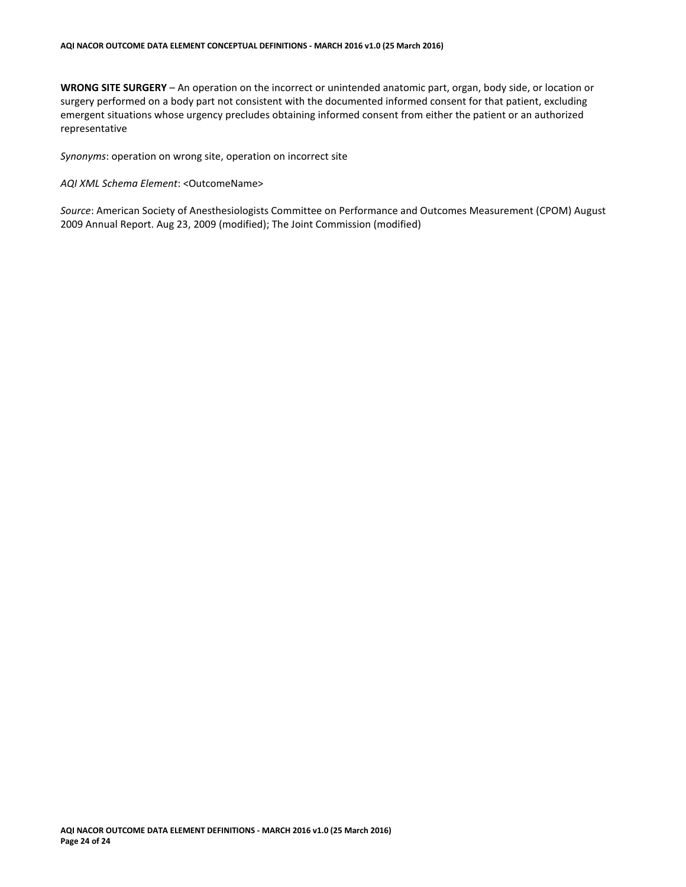**WRONG SITE SURGERY** – An operation on the incorrect or unintended anatomic part, organ, body side, or location or surgery performed on a body part not consistent with the documented informed consent for that patient, excluding emergent situations whose urgency precludes obtaining informed consent from either the patient or an authorized representative

*Synonyms*: operation on wrong site, operation on incorrect site

*AQI XML Schema Element*: <OutcomeName>

*Source*: American Society of Anesthesiologists Committee on Performance and Outcomes Measurement (CPOM) August 2009 Annual Report. Aug 23, 2009 (modified); The Joint Commission (modified)